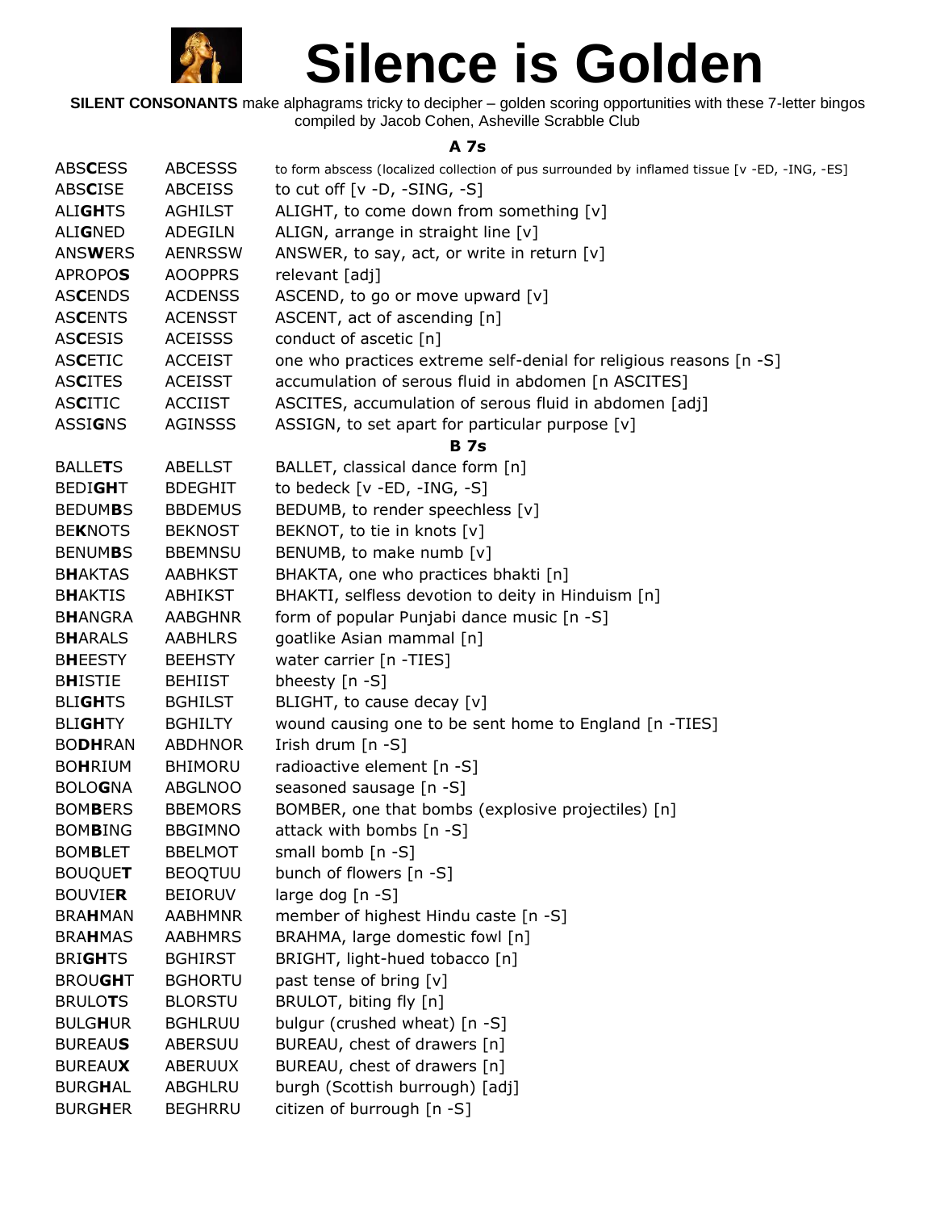# Silence is Golden

**SILENT CONSONANTS** make alphagrams tricky to decipher – golden scoring opportunities with these 7-letter bingos compiled by Jacob Cohen, Asheville Scrabble Club

### A 7s

| | | |
|---|---|---|
| ABS**C**ESS | ABCESSS | to form abscess (localized collection of pus surrounded by inflamed tissue [v -ED, -ING, -ES] |
| ABS**C**ISE | ABCEISS | to cut off [v -D, -SING, -S] |
| ALI**GH**TS | AGHILST | ALIGHT, to come down from something [v] |
| ALI**G**NED | ADEGILN | ALIGN, arrange in straight line [v] |
| ANS**W**ERS | AENRSSW | ANSWER, to say, act, or write in return [v] |
| APROPO**S** | AOOPPRS | relevant [adj] |
| AS**C**ENDS | ACDENSS | ASCEND, to go or move upward [v] |
| AS**C**ENTS | ACENSST | ASCENT, act of ascending [n] |
| AS**C**ESIS | ACEISSS | conduct of ascetic [n] |
| AS**C**ETIC | ACCEIST | one who practices extreme self-denial for religious reasons [n -S] |
| AS**C**ITES | ACEISST | accumulation of serous fluid in abdomen [n ASCITES] |
| AS**C**ITIC | ACCIIST | ASCITES, accumulation of serous fluid in abdomen [adj] |
| ASSI**G**NS | AGINSSS | ASSIGN, to set apart for particular purpose [v] |

### B 7s

| | | |
|---|---|---|
| BALLE**T**S | ABELLST | BALLET, classical dance form [n] |
| BEDI**GH**T | BDEGHIT | to bedeck [v -ED, -ING, -S] |
| BEDUM**B**S | BBDEMUS | BEDUMB, to render speechless [v] |
| BE**K**NOTS | BEKNOST | BEKNOT, to tie in knots [v] |
| BENUM**B**S | BBEMNSU | BENUMB, to make numb [v] |
| B**H**AKTAS | AABHKST | BHAKTA, one who practices bhakti [n] |
| B**H**AKTIS | ABHIKST | BHAKTI, selfless devotion to deity in Hinduism [n] |
| B**H**ANGRA | AABGHNR | form of popular Punjabi dance music [n -S] |
| B**H**ARALS | AABHLRS | goatlike Asian mammal [n] |
| B**H**EESTY | BEEHSTY | water carrier [n -TIES] |
| B**H**ISTIE | BEHIIST | bheesty [n -S] |
| BLI**GH**TS | BGHILST | BLIGHT, to cause decay [v] |
| BLI**GH**TY | BGHILTY | wound causing one to be sent home to England [n -TIES] |
| BO**DH**RAN | ABDHNOR | Irish drum [n -S] |
| BO**H**RIUM | BHIMORU | radioactive element [n -S] |
| BOLO**G**NA | ABGLNOO | seasoned sausage [n -S] |
| BOM**B**ERS | BBEMORS | BOMBER, one that bombs (explosive projectiles) [n] |
| BOM**B**ING | BBGIMNO | attack with bombs [n -S] |
| BOM**B**LET | BBELMOT | small bomb [n -S] |
| BOUQUE**T** | BEOQTUU | bunch of flowers [n -S] |
| BOUVIE**R** | BEIORUV | large dog [n -S] |
| BRA**H**MAN | AABHMNR | member of highest Hindu caste [n -S] |
| BRA**H**MAS | AABHMRS | BRAHMA, large domestic fowl [n] |
| BRI**GH**TS | BGHIRST | BRIGHT, light-hued tobacco [n] |
| BROU**GH**T | BGHORTU | past tense of bring [v] |
| BRULO**T**S | BLORSTU | BRULOT, biting fly [n] |
| BULG**H**UR | BGHLRUU | bulgur (crushed wheat) [n -S] |
| BUREAU**S** | ABERSUU | BUREAU, chest of drawers [n] |
| BUREAU**X** | ABERUUX | BUREAU, chest of drawers [n] |
| BURG**H**AL | ABGHLRU | burgh (Scottish burrough) [adj] |
| BURG**H**ER | BEGHRRU | citizen of burrough [n -S] |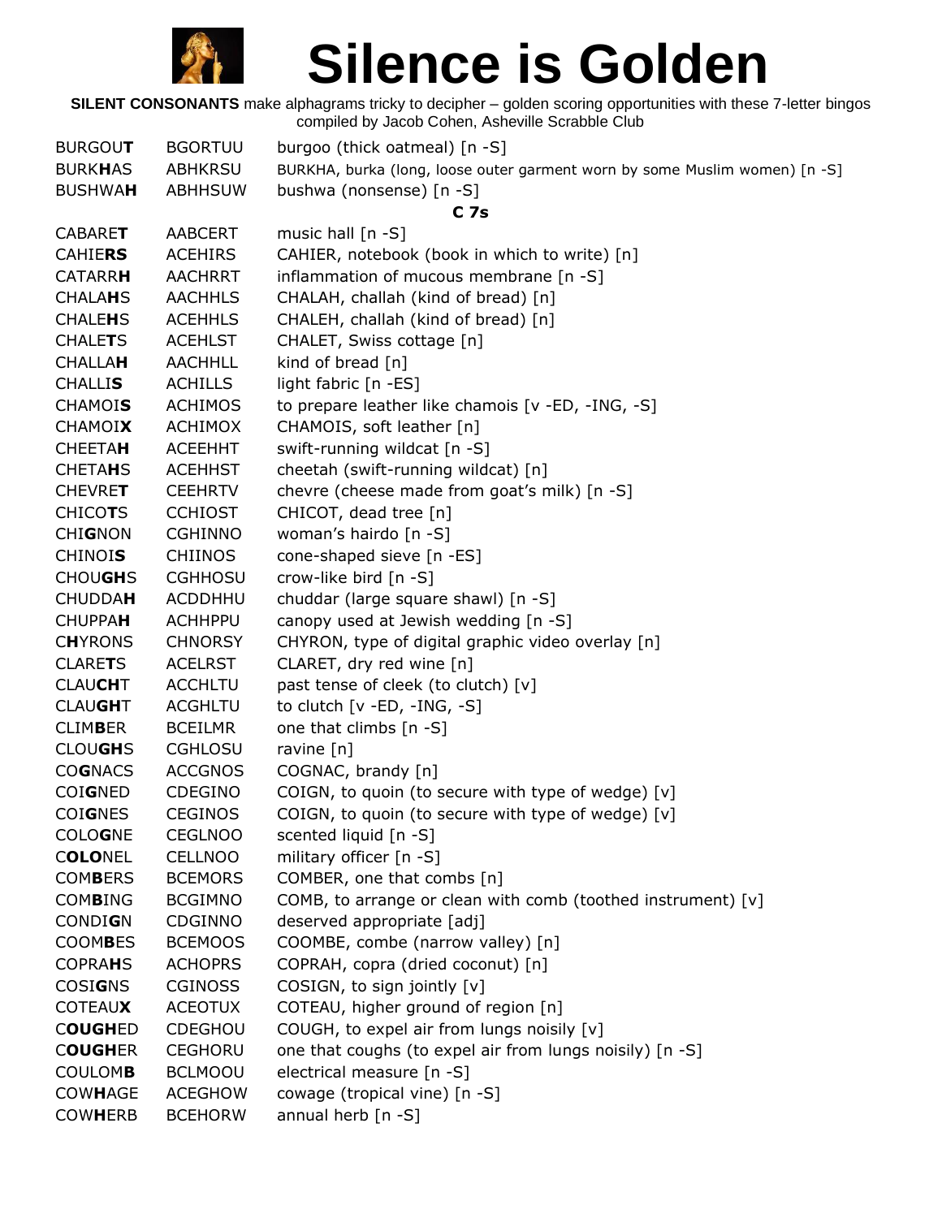# Silence is Golden

**SILENT CONSONANTS** make alphagrams tricky to decipher – golden scoring opportunities with these 7-letter bingos compiled by Jacob Cohen, Asheville Scrabble Club

| | | |
|---|---|---|
| BURGOU**T** | BGORTUU | burgoo (thick oatmeal) [n -S] |
| BURK**HA**S | ABHKRSU | BURKHA, burka (long, loose outer garment worn by some Muslim women) [n -S] |
| BUSHWA**H** | ABHHSUW | bushwa (nonsense) [n -S] |
| | | **C 7s** |
| CABARE**T** | AABCERT | music hall [n -S] |
| CAHIE**RS** | ACEHIRS | CAHIER, notebook (book in which to write) [n] |
| CATARR**H** | AACHRRT | inflammation of mucous membrane [n -S] |
| CHALA**H**S | AACHHLS | CHALAH, challah (kind of bread) [n] |
| CHALE**H**S | ACEHHLS | CHALEH, challah (kind of bread) [n] |
| CHALE**T**S | ACEHLST | CHALET, Swiss cottage [n] |
| CHALLA**H** | AACHHLL | kind of bread [n] |
| CHALLI**S** | ACHILLS | light fabric [n -ES] |
| CHAMOI**S** | ACHIMOS | to prepare leather like chamois [v -ED, -ING, -S] |
| CHAMOI**X** | ACHIMOX | CHAMOIS, soft leather [n] |
| CHEETA**H** | ACEEHHT | swift-running wildcat [n -S] |
| CHETA**H**S | ACEHHST | cheetah (swift-running wildcat) [n] |
| CHEVRE**T** | CEEHRTV | chevre (cheese made from goat's milk) [n -S] |
| CHICO**T**S | CCHIOST | CHICOT, dead tree [n] |
| CHI**G**NON | CGHINNO | woman's hairdo [n -S] |
| CHINOI**S** | CHIINOS | cone-shaped sieve [n -ES] |
| CHOU**GH**S | CGHHOSU | crow-like bird [n -S] |
| CHUDDA**H** | ACDDHHU | chuddar (large square shawl) [n -S] |
| CHUPPA**H** | ACHHPPU | canopy used at Jewish wedding [n -S] |
| C**H**YRONS | CHNORSY | CHYRON, type of digital graphic video overlay [n] |
| CLARE**T**S | ACELRST | CLARET, dry red wine [n] |
| CLAU**CH**T | ACCHLTU | past tense of cleek (to clutch) [v] |
| CLAU**GH**T | ACGHLTU | to clutch [v -ED, -ING, -S] |
| CLIM**B**ER | BCEILMR | one that climbs [n -S] |
| CLOU**GH**S | CGHLOSU | ravine [n] |
| CO**G**NACS | ACCGNOS | COGNAC, brandy [n] |
| COI**G**NED | CDEGINO | COIGN, to quoin (to secure with type of wedge) [v] |
| COI**G**NES | CEGINOS | COIGN, to quoin (to secure with type of wedge) [v] |
| COLO**G**NE | CEGLNOO | scented liquid [n -S] |
| C**OLO**NEL | CELLNOO | military officer [n -S] |
| COM**B**ERS | BCEMORS | COMBER, one that combs [n] |
| COM**B**ING | BCGIMNO | COMB, to arrange or clean with comb (toothed instrument) [v] |
| CONDI**G**N | CDGINNO | deserved appropriate [adj] |
| COOM**B**ES | BCEMOOS | COOMBE, combe (narrow valley) [n] |
| COPRA**H**S | ACHOPRS | COPRAH, copra (dried coconut) [n] |
| COSI**G**NS | CGINOSS | COSIGN, to sign jointly [v] |
| COTEAU**X** | ACEOTUX | COTEAU, higher ground of region [n] |
| C**OUGH**ED | CDEGHOU | COUGH, to expel air from lungs noisily [v] |
| C**OUGH**ER | CEGHORU | one that coughs (to expel air from lungs noisily) [n -S] |
| COULOM**B** | BCLMOOU | electrical measure [n -S] |
| COW**H**AGE | ACEGHOW | cowage (tropical vine) [n -S] |
| COW**H**ERB | BCEHORW | annual herb [n -S] |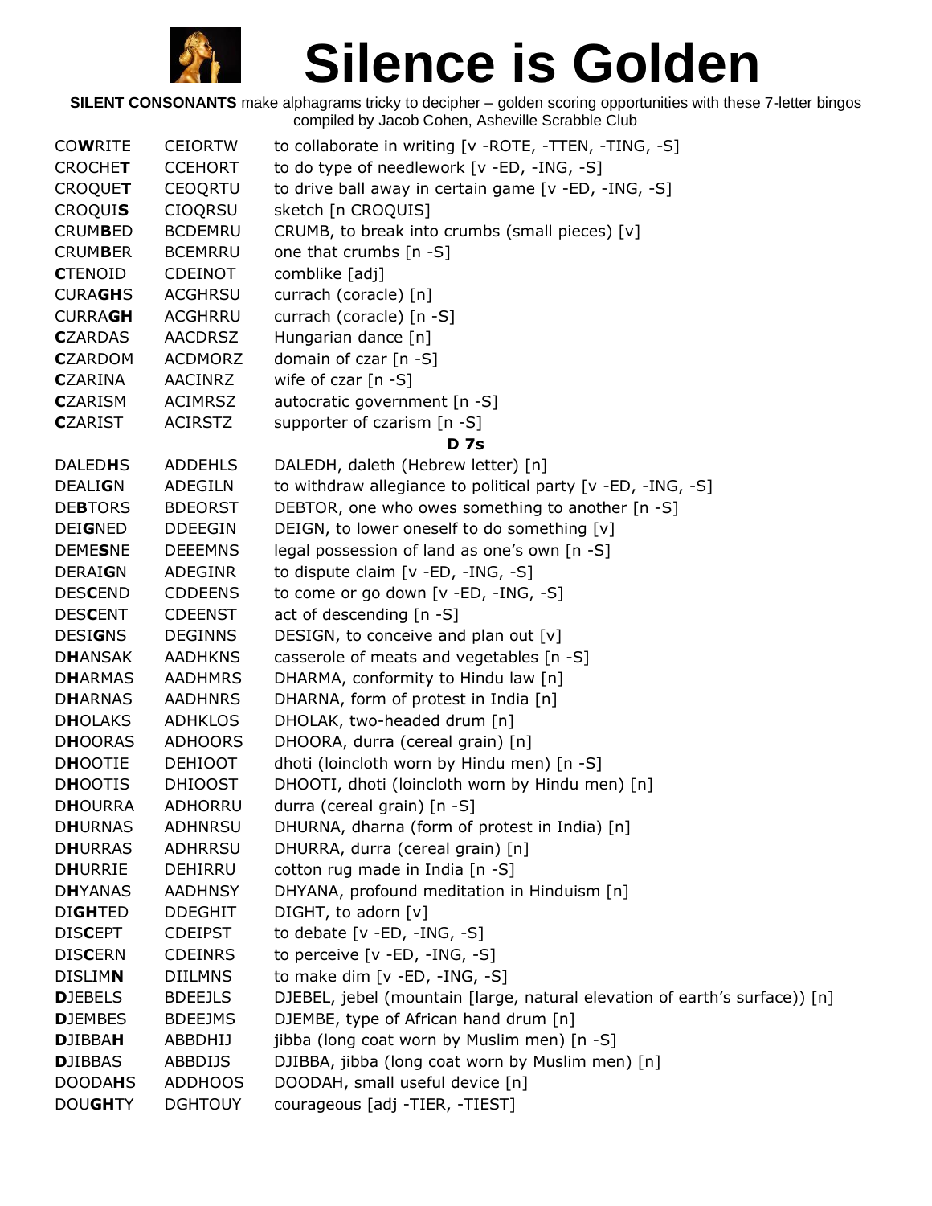# Silence is Golden

**SILENT CONSONANTS** make alphagrams tricky to decipher – golden scoring opportunities with these 7-letter bingos
compiled by Jacob Cohen, Asheville Scrabble Club

| | | |
|---|---|---|
| CO**W**RITE | CEIORTW | to collaborate in writing [v -ROTE, -TTEN, -TING, -S] |
| CROCHE**T** | CCEHORT | to do type of needlework [v -ED, -ING, -S] |
| CROQUE**T** | CEOQRTU | to drive ball away in certain game [v -ED, -ING, -S] |
| CROQUI**S** | CIOQRSU | sketch [n CROQUIS] |
| CRUM**B**ED | BCDEMRU | CRUMB, to break into crumbs (small pieces) [v] |
| CRUM**B**ER | BCEMRRU | one that crumbs [n -S] |
| **C**TENOID | CDEINOT | comblike [adj] |
| CURA**GH**S | ACGHRSU | currach (coracle) [n] |
| CURRA**GH** | ACGHRRU | currach (coracle) [n -S] |
| **C**ZARDAS | AACDRSZ | Hungarian dance [n] |
| **C**ZARDOM | ACDMORZ | domain of czar [n -S] |
| **C**ZARINA | AACINRZ | wife of czar [n -S] |
| **C**ZARISM | ACIMRSZ | autocratic government [n -S] |
| **C**ZARIST | ACIRSTZ | supporter of czarism [n -S] |
| | | **D 7s** |
| DALED**H**S | ADDEHLS | DALEDH, daleth (Hebrew letter) [n] |
| DEALI**G**N | ADEGILN | to withdraw allegiance to political party [v -ED, -ING, -S] |
| DE**B**TORS | BDEORST | DEBTOR, one who owes something to another [n -S] |
| DEI**G**NED | DDEEGIN | DEIGN, to lower oneself to do something [v] |
| DEME**S**NE | DEEEMNS | legal possession of land as one's own [n -S] |
| DERAI**G**N | ADEGINR | to dispute claim [v -ED, -ING, -S] |
| DES**C**END | CDDEENS | to come or go down [v -ED, -ING, -S] |
| DES**C**ENT | CDEENST | act of descending [n -S] |
| DESI**G**NS | DEGINNS | DESIGN, to conceive and plan out [v] |
| D**H**ANSAK | AADHKNS | casserole of meats and vegetables [n -S] |
| D**H**ARMAS | AADHMRS | DHARMA, conformity to Hindu law [n] |
| D**H**ARNAS | AADHNRS | DHARNA, form of protest in India [n] |
| D**H**OLAKS | ADHKLOS | DHOLAK, two-headed drum [n] |
| D**H**OORAS | ADHOORS | DHOORA, durra (cereal grain) [n] |
| D**H**OOTIE | DEHIOOT | dhoti (loincloth worn by Hindu men) [n -S] |
| D**H**OOTIS | DHIOOST | DHOOTI, dhoti (loincloth worn by Hindu men) [n] |
| D**H**OURRA | ADHORRU | durra (cereal grain) [n -S] |
| D**H**URNAS | ADHNRSU | DHURNA, dharna (form of protest in India) [n] |
| D**H**URRAS | ADHRRSU | DHURRA, durra (cereal grain) [n] |
| D**H**URRIE | DEHIRRU | cotton rug made in India [n -S] |
| D**H**YANAS | AADHNSY | DHYANA, profound meditation in Hinduism [n] |
| DI**GH**TED | DDEGHIT | DIGHT, to adorn [v] |
| DIS**C**EPT | CDEIPST | to debate [v -ED, -ING, -S] |
| DIS**C**ERN | CDEINRS | to perceive [v -ED, -ING, -S] |
| DISLIM**N** | DIILMNS | to make dim [v -ED, -ING, -S] |
| **D**JEBELS | BDEEJLS | DJEBEL, jebel (mountain [large, natural elevation of earth's surface)) [n] |
| **D**JEMBES | BDEEJMS | DJEMBE, type of African hand drum [n] |
| **D**JIBBA**H** | ABBDHIJ | jibba (long coat worn by Muslim men) [n -S] |
| **D**JIBBAS | ABBDIJS | DJIBBA, jibba (long coat worn by Muslim men) [n] |
| DOODA**H**S | ADDHOOS | DOODAH, small useful device [n] |
| DOU**GH**TY | DGHTOUY | courageous [adj -TIER, -TIEST] |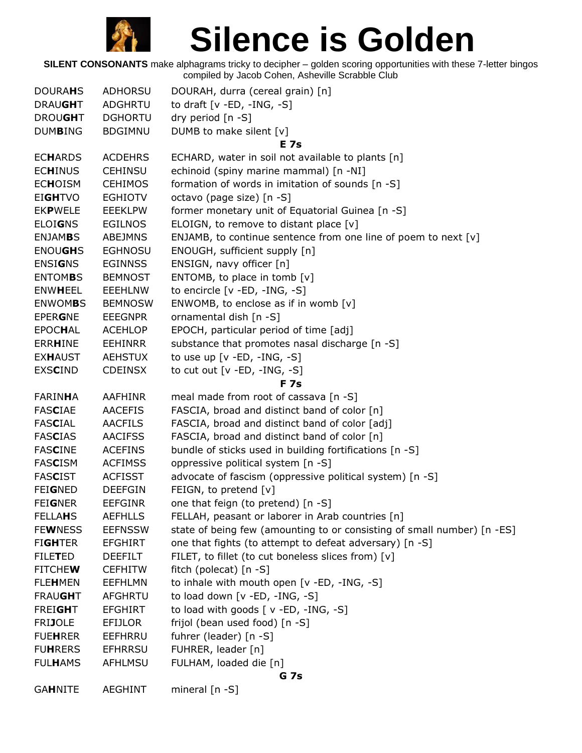# Silence is Golden

**SILENT CONSONANTS** make alphagrams tricky to decipher – golden scoring opportunities with these 7-letter bingos compiled by Jacob Cohen, Asheville Scrabble Club

| | | |
|---|---|---|
| DOURA**H**S | ADHORSU | DOURAH, durra (cereal grain) [n] |
| DRAU**GH**T | ADGHRTU | to draft [v -ED, -ING, -S] |
| DROU**GH**T | DGHORTU | dry period [n -S] |
| DUM**B**ING | BDGIMNU | DUMB to make silent [v] |
| | **E 7s** | |
| EC**H**ARDS | ACDEHRS | ECHARD, water in soil not available to plants [n] |
| EC**H**INUS | CEHINSU | echinoid (spiny marine mammal) [n -NI] |
| EC**H**OISM | CEHIMOS | formation of words in imitation of sounds [n -S] |
| EI**GH**TVO | EGHIOTV | octavo (page size) [n -S] |
| EK**P**WELE | EEEKLPW | former monetary unit of Equatorial Guinea [n -S] |
| ELOI**G**NS | EGILNOS | ELOIGN, to remove to distant place [v] |
| ENJAM**B**S | ABEJMNS | ENJAMB, to continue sentence from one line of poem to next [v] |
| ENOU**GH**S | EGHNOSU | ENOUGH, sufficient supply [n] |
| ENSI**G**NS | EGINNSS | ENSIGN, navy officer [n] |
| ENTOM**B**S | BEMNOST | ENTOMB, to place in tomb [v] |
| ENW**H**EEL | EEEHLNW | to encircle [v -ED, -ING, -S] |
| ENWOM**B**S | BEMNOSW | ENWOMB, to enclose as if in womb [v] |
| EPER**G**NE | EEEGNPR | ornamental dish [n -S] |
| EPOC**H**AL | ACEHLOP | EPOCH, particular period of time [adj] |
| ERR**H**INE | EEHINRR | substance that promotes nasal discharge [n -S] |
| EX**H**AUST | AEHSTUX | to use up [v -ED, -ING, -S] |
| EXS**C**IND | CDEINSX | to cut out [v -ED, -ING, -S] |
| | **F 7s** | |
| FARIN**H**A | AAFHINR | meal made from root of cassava [n -S] |
| FAS**C**IAE | AACEFIS | FASCIA, broad and distinct band of color [n] |
| FAS**C**IAL | AACFILS | FASCIA, broad and distinct band of color [adj] |
| FAS**C**IAS | AACIFSS | FASCIA, broad and distinct band of color [n] |
| FAS**C**INE | ACEFINS | bundle of sticks used in building fortifications [n -S] |
| FAS**C**ISM | ACFIMSS | oppressive political system [n -S] |
| FAS**C**IST | ACFISST | advocate of fascism (oppressive political system) [n -S] |
| FEI**G**NED | DEEFGIN | FEIGN, to pretend [v] |
| FEI**G**NER | EEFGINR | one that feign (to pretend) [n -S] |
| FELLA**H**S | AEFHLLS | FELLAH, peasant or laborer in Arab countries [n] |
| FE**W**NESS | EEFNSSW | state of being few (amounting to or consisting of small number) [n -ES] |
| FI**GH**TER | EFGHIRT | one that fights (to attempt to defeat adversary) [n -S] |
| FILE**T**ED | DEEFILT | FILET, to fillet (to cut boneless slices from) [v] |
| FITCHE**W** | CEFHITW | fitch (polecat) [n -S] |
| FLE**H**MEN | EEFHLMN | to inhale with mouth open [v -ED, -ING, -S] |
| FRAU**GH**T | AFGHRTU | to load down [v -ED, -ING, -S] |
| FREI**GH**T | EFGHIRT | to load with goods [ v -ED, -ING, -S] |
| FRI**J**OLE | EFIJLOR | frijol (bean used food) [n -S] |
| FUE**H**RER | EEFHRRU | fuhrer (leader) [n -S] |
| FU**H**RERS | EFHRRSU | FUHRER, leader [n] |
| FUL**H**AMS | AFHLMSU | FULHAM, loaded die [n] |
| | **G 7s** | |
| GA**H**NITE | AEGHINT | mineral [n -S] |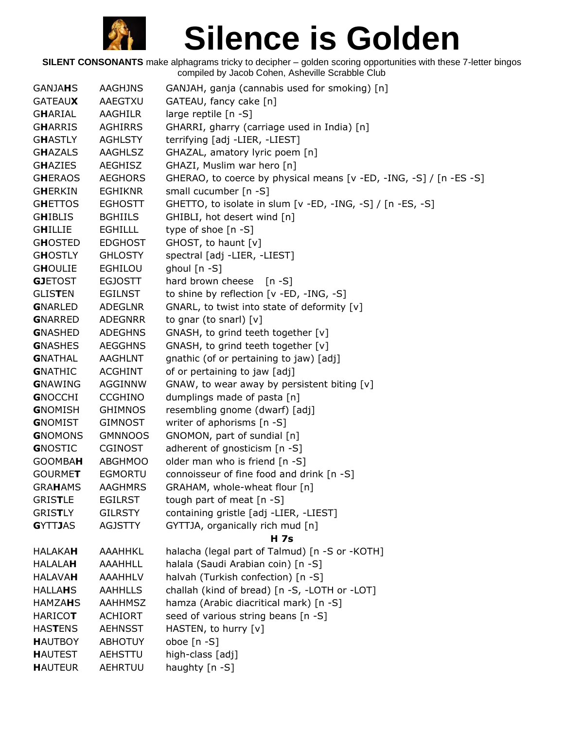# Silence is Golden

**SILENT CONSONANTS** make alphagrams tricky to decipher – golden scoring opportunities with these 7-letter bingos compiled by Jacob Cohen, Asheville Scrabble Club

| | | |
|---|---|---|
| GANJA**H**S | AAGHJNS | GANJAH, ganja (cannabis used for smoking) [n] |
| GATEAU**X** | AAEGTXU | GATEAU, fancy cake [n] |
| G**H**ARIAL | AAGHILR | large reptile [n -S] |
| G**H**ARRIS | AGHIRRS | GHARRI, gharry (carriage used in India) [n] |
| G**H**ASTLY | AGHLSTY | terrifying [adj -LIER, -LIEST] |
| G**H**AZALS | AAGHLSZ | GHAZAL, amatory lyric poem [n] |
| G**H**AZIES | AEGHISZ | GHAZI, Muslim war hero [n] |
| G**H**ERAOS | AEGHORS | GHERAO, to coerce by physical means [v -ED, -ING, -S] / [n -ES -S] |
| G**H**ERKIN | EGHIKNR | small cucumber [n -S] |
| G**H**ETTOS | EGHOSTT | GHETTO, to isolate in slum [v -ED, -ING, -S] / [n -ES, -S] |
| G**H**IBLIS | BGHIILS | GHIBLI, hot desert wind [n] |
| G**H**ILLIE | EGHILLL | type of shoe [n -S] |
| G**H**OSTED | EDGHOST | GHOST, to haunt [v] |
| G**H**OSTLY | GHLOSTY | spectral [adj -LIER, -LIEST] |
| G**H**OULIE | EGHILOU | ghoul [n -S] |
| **GJ**ETOST | EGJOSTT | hard brown cheese [n -S] |
| GLIS**T**EN | EGILNST | to shine by reflection [v -ED, -ING, -S] |
| **G**NARLED | ADEGLNR | GNARL, to twist into state of deformity [v] |
| **G**NARRED | ADEGNRR | to gnar (to snarl) [v] |
| **G**NASHED | ADEGHNS | GNASH, to grind teeth together [v] |
| **G**NASHES | AEGGHNS | GNASH, to grind teeth together [v] |
| **G**NATHAL | AAGHLNT | gnathic (of or pertaining to jaw) [adj] |
| **G**NATHIC | ACGHINT | of or pertaining to jaw [adj] |
| **G**NAWING | AGGINNW | GNAW, to wear away by persistent biting [v] |
| **G**NOCCHI | CCGHINO | dumplings made of pasta [n] |
| **G**NOMISH | GHIMNOS | resembling gnome (dwarf) [adj] |
| **G**NOMIST | GIMNOST | writer of aphorisms [n -S] |
| **G**NOMONS | GMNNOOS | GNOMON, part of sundial [n] |
| **G**NOSTIC | CGINOST | adherent of gnosticism [n -S] |
| GOOMBA**H** | ABGHMOO | older man who is friend [n -S] |
| GOURME**T** | EGMORTU | connoisseur of fine food and drink [n -S] |
| GRA**H**AMS | AAGHMRS | GRAHAM, whole-wheat flour [n] |
| GRIS**T**LE | EGILRST | tough part of meat [n -S] |
| GRIS**T**LY | GILRSTY | containing gristle [adj -LIER, -LIEST] |
| **G**YTT**J**AS | AGJSTTY | GYTTJA, organically rich mud [n] |

### H 7s

| | | |
|---|---|---|
| HALAKA**H** | AAAHHKL | halacha (legal part of Talmud) [n -S or -KOTH] |
| HALALA**H** | AAAHHLL | halala (Saudi Arabian coin) [n -S] |
| HALAVA**H** | AAAHHLV | halvah (Turkish confection) [n -S] |
| HALLA**H**S | AAHHLLS | challah (kind of bread) [n -S, -LOTH or -LOT] |
| HAMZA**H**S | AAHHMSZ | hamza (Arabic diacritical mark) [n -S] |
| HARICO**T** | ACHIORT | seed of various string beans [n -S] |
| HAS**T**ENS | AEHNSST | HASTEN, to hurry [v] |
| **H**AUTBOY | ABHOTUY | oboe [n -S] |
| **H**AUTEST | AEHSTTU | high-class [adj] |
| **H**AUTEUR | AEHRTUU | haughty [n -S] |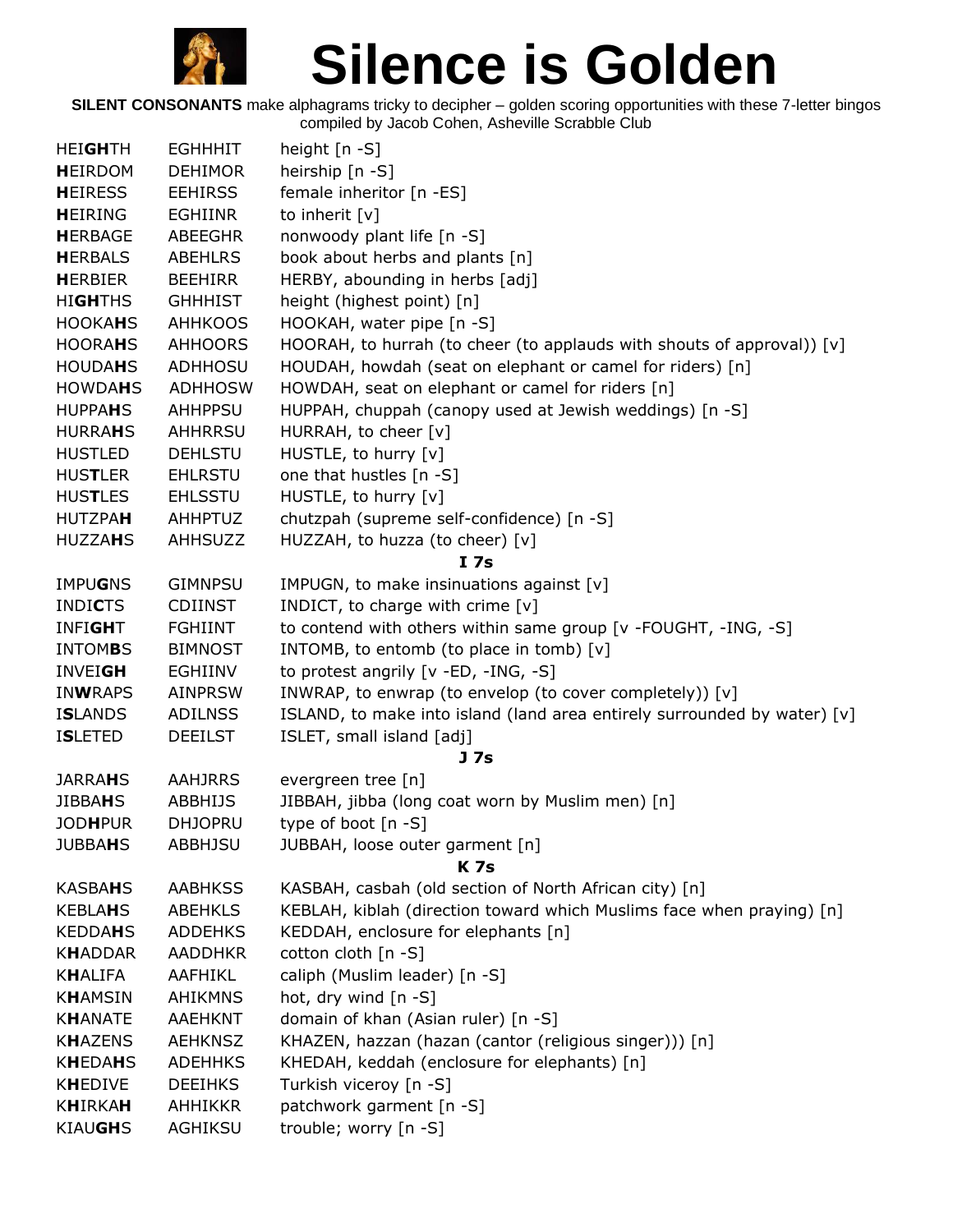# Silence is Golden

**SILENT CONSONANTS** make alphagrams tricky to decipher – golden scoring opportunities with these 7-letter bingos compiled by Jacob Cohen, Asheville Scrabble Club

| | | |
|---|---|---|
| HEI**GH**TH | EGHHHIT | height [n -S] |
| **H**EIRDOM | DEHIMOR | heirship [n -S] |
| **H**EIRESS | EEHIRSS | female inheritor [n -ES] |
| **H**EIRING | EGHIINR | to inherit [v] |
| **H**ERBAGE | ABEEGHR | nonwoody plant life [n -S] |
| **H**ERBALS | ABEHLRS | book about herbs and plants [n] |
| **H**ERBIER | BEEHIRR | HERBY, abounding in herbs [adj] |
| HI**GH**THS | GHHHIST | height (highest point) [n] |
| HOOKA**H**S | AHHKOOS | HOOKAH, water pipe [n -S] |
| HOORA**H**S | AHHOORS | HOORAH, to hurrah (to cheer (to applauds with shouts of approval)) [v] |
| HOUDA**H**S | ADHHOSU | HOUDAH, howdah (seat on elephant or camel for riders) [n] |
| HOWDA**H**S | ADHHOSW | HOWDAH, seat on elephant or camel for riders [n] |
| HUPPA**H**S | AHHPPSU | HUPPAH, chuppah (canopy used at Jewish weddings) [n -S] |
| HURRA**H**S | AHHRRSU | HURRAH, to cheer [v] |
| HUSTLED | DEHLSTU | HUSTLE, to hurry [v] |
| HUS**T**LER | EHLRSTU | one that hustles [n -S] |
| HUS**T**LES | EHLSSTU | HUSTLE, to hurry [v] |
| HUTZPA**H** | AHHPTUZ | chutzpah (supreme self-confidence) [n -S] |
| HUZZA**H**S | AHHSUZZ | HUZZAH, to huzza (to cheer) [v] |
| | | **I 7s** |
| IMPU**G**NS | GIMNPSU | IMPUGN, to make insinuations against [v] |
| INDI**C**TS | CDIINST | INDICT, to charge with crime [v] |
| INFI**GH**T | FGHIINT | to contend with others within same group [v -FOUGHT, -ING, -S] |
| INTOM**B**S | BIMNOST | INTOMB, to entomb (to place in tomb) [v] |
| INVEI**GH** | EGHIINV | to protest angrily [v -ED, -ING, -S] |
| IN**W**RAPS | AINPRSW | INWRAP, to enwrap (to envelop (to cover completely)) [v] |
| I**S**LANDS | ADILNSS | ISLAND, to make into island (land area entirely surrounded by water) [v] |
| I**S**LETED | DEEILST | ISLET, small island [adj] |
| | | **J 7s** |
| JARRA**H**S | AAHJRRS | evergreen tree [n] |
| JIBBA**H**S | ABBHIJS | JIBBAH, jibba (long coat worn by Muslim men) [n] |
| JOD**H**PUR | DHJOPRU | type of boot [n -S] |
| JUBBA**H**S | ABBHJSU | JUBBAH, loose outer garment [n] |
| | | **K 7s** |
| KASBA**H**S | AABHKSS | KASBAH, casbah (old section of North African city) [n] |
| KEBLA**H**S | ABEHKLS | KEBLAH, kiblah (direction toward which Muslims face when praying) [n] |
| KEDDA**H**S | ADDEHKS | KEDDAH, enclosure for elephants [n] |
| K**H**ADDAR | AADDHKR | cotton cloth [n -S] |
| K**H**ALIFA | AAFHIKL | caliph (Muslim leader) [n -S] |
| K**H**AMSIN | AHIKMNS | hot, dry wind [n -S] |
| K**H**ANATE | AAEHKNT | domain of khan (Asian ruler) [n -S] |
| K**H**AZENS | AEHKNSZ | KHAZEN, hazzan (hazan (cantor (religious singer))) [n] |
| K**H**EDA**H**S | ADEHHKS | KHEDAH, keddah (enclosure for elephants) [n] |
| K**H**EDIVE | DEEIHKS | Turkish viceroy [n -S] |
| K**H**IRKA**H** | AHHIKKR | patchwork garment [n -S] |
| KIAU**GH**S | AGHIKSU | trouble; worry [n -S] |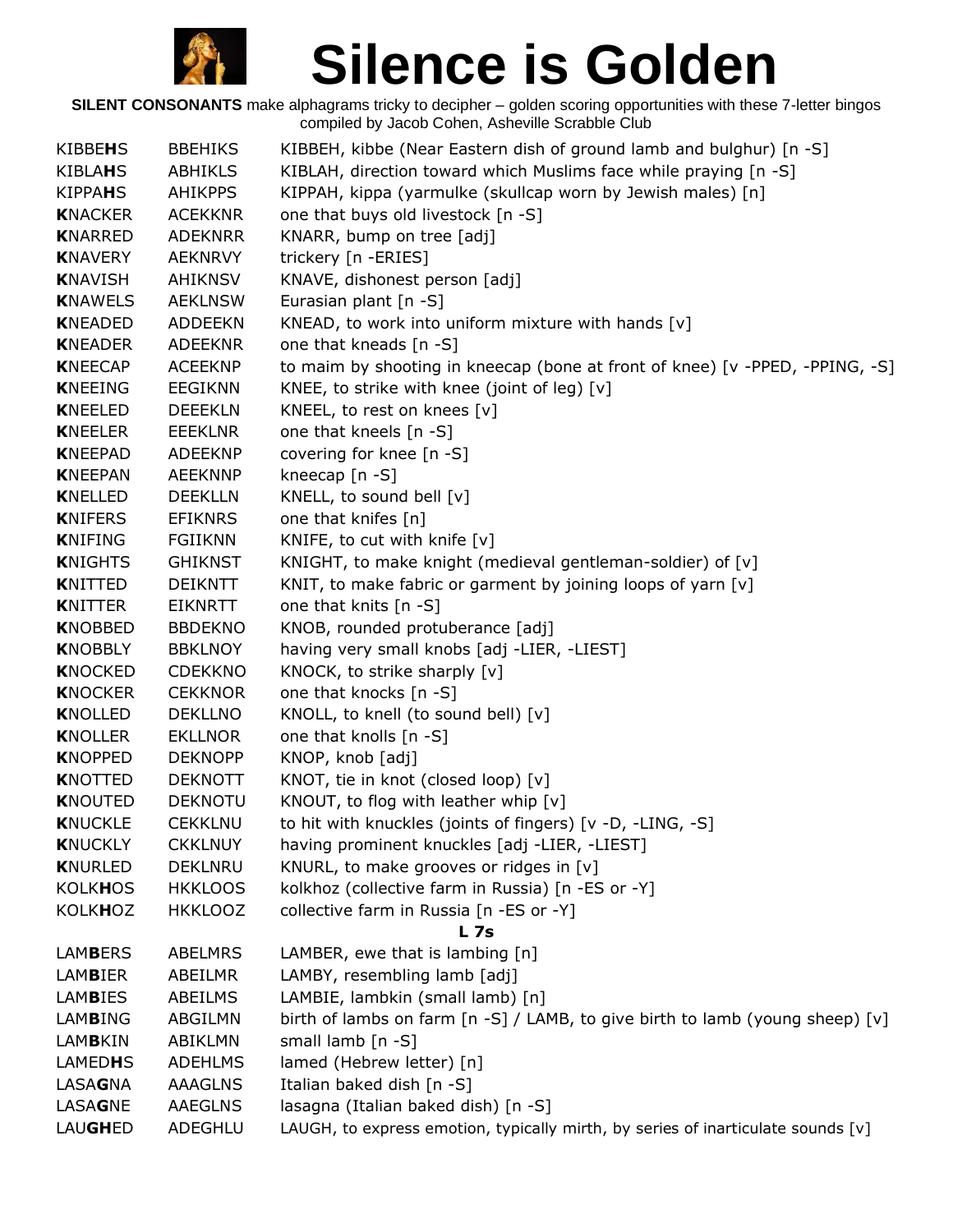# Silence is Golden

**SILENT CONSONANTS** make alphagrams tricky to decipher – golden scoring opportunities with these 7-letter bingos compiled by Jacob Cohen, Asheville Scrabble Club

| | | |
|---|---|---|
| KIBBE**H**S | BBEHIKS | KIBBEH, kibbe (Near Eastern dish of ground lamb and bulghur) [n -S] |
| KIBLA**H**S | ABHIKLS | KIBLAH, direction toward which Muslims face while praying [n -S] |
| KIPPA**H**S | AHIKPPS | KIPPAH, kippa (yarmulke (skullcap worn by Jewish males) [n] |
| **K**NACKER | ACEKKNR | one that buys old livestock [n -S] |
| **K**NARRED | ADEKNRR | KNARR, bump on tree [adj] |
| **K**NAVERY | AEKNRVY | trickery [n -ERIES] |
| **K**NAVISH | AHIKNSV | KNAVE, dishonest person [adj] |
| **K**NAWELS | AEKLNSW | Eurasian plant [n -S] |
| **K**NEADED | ADDEEKN | KNEAD, to work into uniform mixture with hands [v] |
| **K**NEADER | ADEEKNR | one that kneads [n -S] |
| **K**NEECAP | ACEEKNP | to maim by shooting in kneecap (bone at front of knee) [v -PPED, -PPING, -S] |
| **K**NEEING | EEGIKNN | KNEE, to strike with knee (joint of leg) [v] |
| **K**NEELED | DEEEKLN | KNEEL, to rest on knees [v] |
| **K**NEELER | EEEKLNR | one that kneels [n -S] |
| **K**NEEPAD | ADEEKNP | covering for knee [n -S] |
| **K**NEEPAN | AEEKNNP | kneecap [n -S] |
| **K**NELLED | DEEKLLN | KNELL, to sound bell [v] |
| **K**NIFERS | EFIKNRS | one that knifes [n] |
| **K**NIFING | FGIIKNN | KNIFE, to cut with knife [v] |
| **K**NIGHTS | GHIKNST | KNIGHT, to make knight (medieval gentleman-soldier) of [v] |
| **K**NITTED | DEIKNTT | KNIT, to make fabric or garment by joining loops of yarn [v] |
| **K**NITTER | EIKNRTT | one that knits [n -S] |
| **K**NOBBED | BBDEKNO | KNOB, rounded protuberance [adj] |
| **K**NOBBLY | BBKLNOY | having very small knobs [adj -LIER, -LIEST] |
| **K**NOCKED | CDEKKNO | KNOCK, to strike sharply [v] |
| **K**NOCKER | CEKKNOR | one that knocks [n -S] |
| **K**NOLLED | DEKLLNO | KNOLL, to knell (to sound bell) [v] |
| **K**NOLLER | EKLLNOR | one that knolls [n -S] |
| **K**NOPPED | DEKNOPP | KNOP, knob [adj] |
| **K**NOTTED | DEKNOTT | KNOT, tie in knot (closed loop) [v] |
| **K**NOUTED | DEKNOTU | KNOUT, to flog with leather whip [v] |
| **K**NUCKLE | CEKKLNU | to hit with knuckles (joints of fingers) [v -D, -LING, -S] |
| **K**NUCKLY | CKKLNUY | having prominent knuckles [adj -LIER, -LIEST] |
| **K**NURLED | DEKLNRU | KNURL, to make grooves or ridges in [v] |
| KOLK**H**OS | HKKLOOS | kolkhoz (collective farm in Russia) [n -ES or -Y] |
| KOLK**H**OZ | HKKLOOZ | collective farm in Russia [n -ES or -Y] |
| | | **L 7s** |
| LAM**B**ERS | ABELMRS | LAMBER, ewe that is lambing [n] |
| LAM**B**IER | ABEILMR | LAMBY, resembling lamb [adj] |
| LAM**B**IES | ABEILMS | LAMBIE, lambkin (small lamb) [n] |
| LAM**B**ING | ABGILMN | birth of lambs on farm [n -S] / LAMB, to give birth to lamb (young sheep) [v] |
| LAM**B**KIN | ABIKLMN | small lamb [n -S] |
| LAMED**H**S | ADEHLMS | lamed (Hebrew letter) [n] |
| LASA**G**NA | AAAGLNS | Italian baked dish [n -S] |
| LASA**G**NE | AAEGLNS | lasagna (Italian baked dish) [n -S] |
| LAU**GH**ED | ADEGHLU | LAUGH, to express emotion, typically mirth, by series of inarticulate sounds [v] |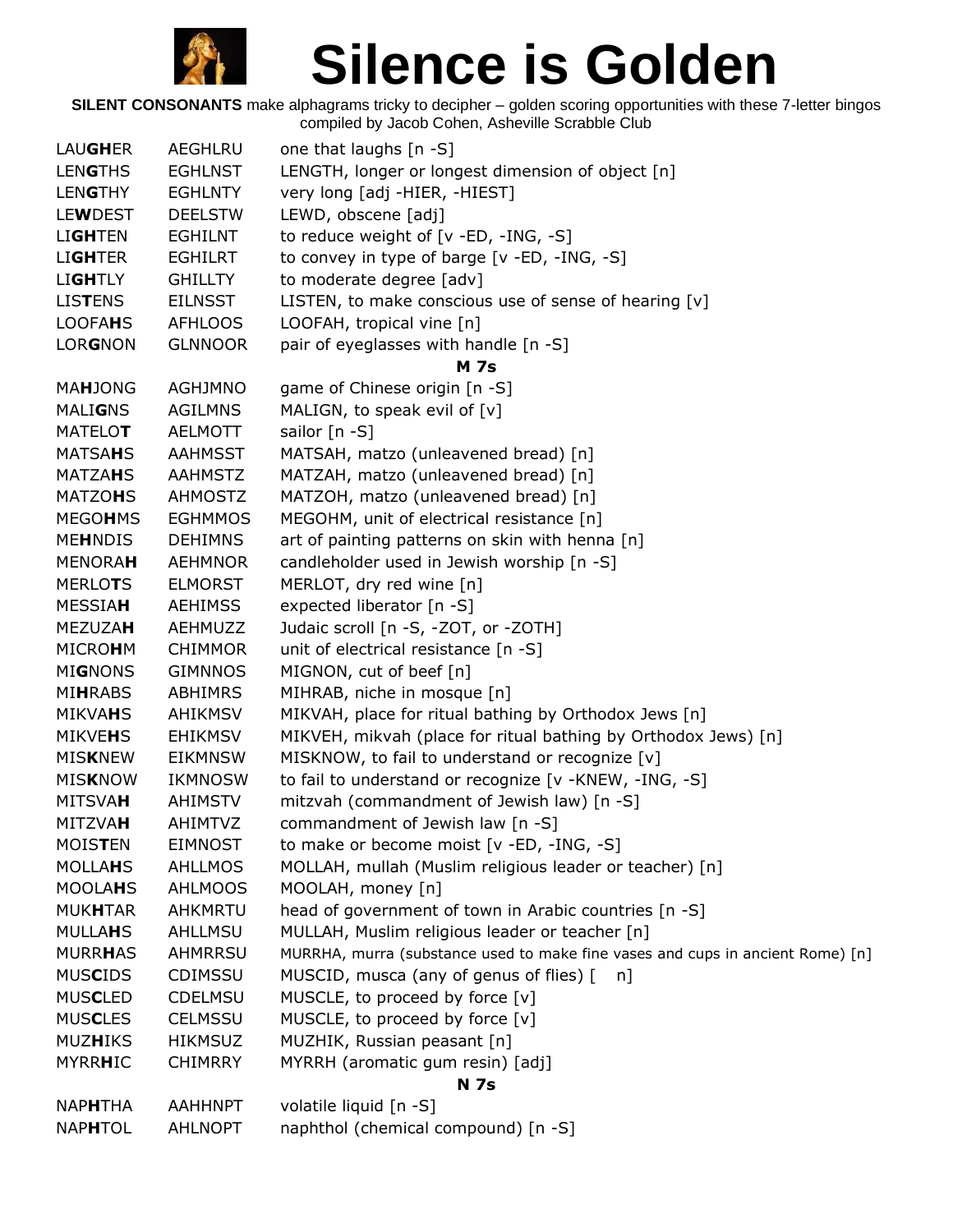# Silence is Golden

**SILENT CONSONANTS** make alphagrams tricky to decipher – golden scoring opportunities with these 7-letter bingos compiled by Jacob Cohen, Asheville Scrabble Club

| | | |
|---|---|---|
| LAU**GH**ER | AEGHLRU | one that laughs [n -S] |
| LEN**G**THS | EGHLNST | LENGTH, longer or longest dimension of object [n] |
| LEN**G**THY | EGHLNTY | very long [adj -HIER, -HIEST] |
| LE**W**DEST | DEELSTW | LEWD, obscene [adj] |
| LI**GH**TEN | EGHILNT | to reduce weight of [v -ED, -ING, -S] |
| LI**GH**TER | EGHILRT | to convey in type of barge [v -ED, -ING, -S] |
| LI**GH**TLY | GHILLTY | to moderate degree [adv] |
| LIS**T**ENS | EILNSST | LISTEN, to make conscious use of sense of hearing [v] |
| LOOFA**H**S | AFHLOOS | LOOFAH, tropical vine [n] |
| LOR**G**NON | GLNNOOR | pair of eyeglasses with handle [n -S] |
| | | **M 7s** |
| MA**H**JONG | AGHJMNO | game of Chinese origin [n -S] |
| MALI**G**NS | AGILMNS | MALIGN, to speak evil of [v] |
| MATELO**T** | AELMOTT | sailor [n -S] |
| MATSA**H**S | AAHMSST | MATSAH, matzo (unleavened bread) [n] |
| MATZA**H**S | AAHMSTZ | MATZAH, matzo (unleavened bread) [n] |
| MATZO**H**S | AHMOSTZ | MATZOH, matzo (unleavened bread) [n] |
| MEGO**H**MS | EGHMMOS | MEGOHM, unit of electrical resistance [n] |
| ME**H**NDIS | DEHIMNS | art of painting patterns on skin with henna [n] |
| MENORA**H** | AEHMNOR | candleholder used in Jewish worship [n -S] |
| MERLO**T**S | ELMORST | MERLOT, dry red wine [n] |
| MESSIA**H** | AEHIMSS | expected liberator [n -S] |
| MEZUZA**H** | AEHMUZZ | Judaic scroll [n -S, -ZOT, or -ZOTH] |
| MICRO**H**M | CHIMMOR | unit of electrical resistance [n -S] |
| MI**G**NONS | GIMNNOS | MIGNON, cut of beef [n] |
| MI**H**RABS | ABHIMRS | MIHRAB, niche in mosque [n] |
| MIKVA**H**S | AHIKMSV | MIKVAH, place for ritual bathing by Orthodox Jews [n] |
| MIKVE**H**S | EHIKMSV | MIKVEH, mikvah (place for ritual bathing by Orthodox Jews) [n] |
| MIS**K**NEW | EIKMNSW | MISKNOW, to fail to understand or recognize [v] |
| MIS**K**NOW | IKMNOSW | to fail to understand or recognize [v -KNEW, -ING, -S] |
| MITSVA**H** | AHIMSTV | mitzvah (commandment of Jewish law) [n -S] |
| MITZVA**H** | AHIMTVZ | commandment of Jewish law [n -S] |
| MOIS**T**EN | EIMNOST | to make or become moist [v -ED, -ING, -S] |
| MOLLA**H**S | AHLLMOS | MOLLAH, mullah (Muslim religious leader or teacher) [n] |
| MOOLA**H**S | AHLMOOS | MOOLAH, money [n] |
| MUK**H**TAR | AHKMRTU | head of government of town in Arabic countries [n -S] |
| MULLA**H**S | AHLLMSU | MULLAH, Muslim religious leader or teacher [n] |
| MURR**H**AS | AHMRRSU | MURRHA, murra (substance used to make fine vases and cups in ancient Rome) [n] |
| MUS**C**IDS | CDIMSSU | MUSCID, musca (any of genus of flies) [ n] |
| MUS**C**LED | CDELMSU | MUSCLE, to proceed by force [v] |
| MUS**C**LES | CELMSSU | MUSCLE, to proceed by force [v] |
| MUZ**H**IKS | HIKMSUZ | MUZHIK, Russian peasant [n] |
| MYRR**H**IC | CHIMRRY | MYRRH (aromatic gum resin) [adj] |
| | | **N 7s** |
| NAP**H**THA | AAHHNPT | volatile liquid [n -S] |
| NAP**H**TOL | AHLNOPT | naphthol (chemical compound) [n -S] |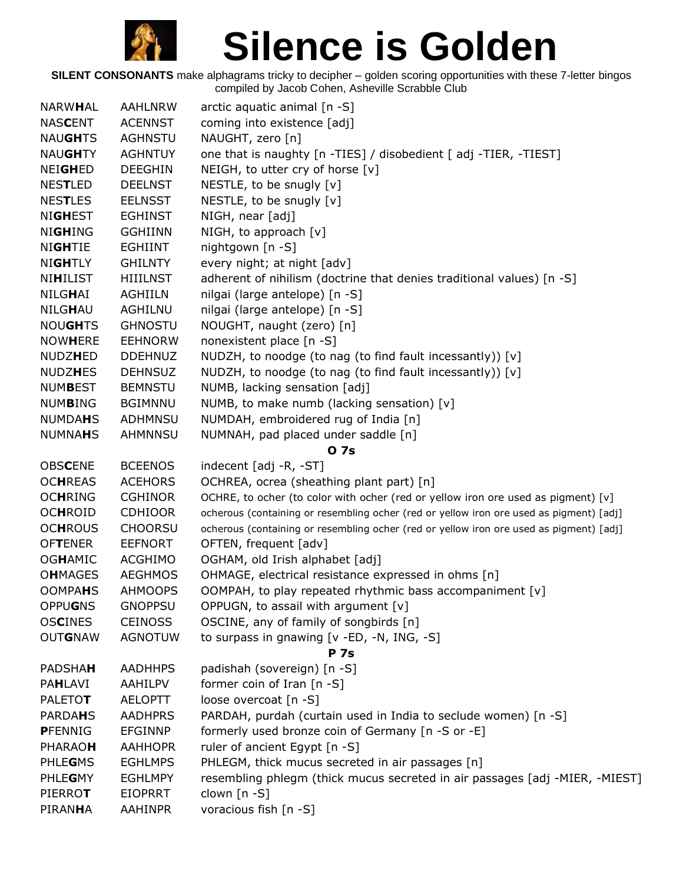# Silence is Golden

**SILENT CONSONANTS** make alphagrams tricky to decipher – golden scoring opportunities with these 7-letter bingos compiled by Jacob Cohen, Asheville Scrabble Club

| | | |
|---|---|---|
| NARW**H**AL | AAHLNRW | arctic aquatic animal [n -S] |
| NAS**C**ENT | ACENNST | coming into existence [adj] |
| NAU**GH**TS | AGHNSTU | NAUGHT, zero [n] |
| NAU**GH**TY | AGHNTUY | one that is naughty [n -TIES] / disobedient [ adj -TIER, -TIEST] |
| NEI**GH**ED | DEEGHIN | NEIGH, to utter cry of horse [v] |
| NES**T**LED | DEELNST | NESTLE, to be snugly [v] |
| NES**T**LES | EELNSST | NESTLE, to be snugly [v] |
| NI**GH**EST | EGHINST | NIGH, near [adj] |
| NI**GH**ING | GGHIINN | NIGH, to approach [v] |
| NI**GH**TIE | EGHIINT | nightgown [n -S] |
| NI**GH**TLY | GHILNTY | every night; at night [adv] |
| NI**H**ILIST | HIIILNST | adherent of nihilism (doctrine that denies traditional values) [n -S] |
| NILG**H**AI | AGHIILN | nilgai (large antelope) [n -S] |
| NILG**H**AU | AGHILNU | nilgai (large antelope) [n -S] |
| NOU**GH**TS | GHNOSTU | NOUGHT, naught (zero) [n] |
| NOW**H**ERE | EEHNORW | nonexistent place [n -S] |
| NUDZ**H**ED | DDEHNUZ | NUDZH, to noodge (to nag (to find fault incessantly)) [v] |
| NUDZ**H**ES | DEHNSUZ | NUDZH, to noodge (to nag (to find fault incessantly)) [v] |
| NUM**B**EST | BEMNSTU | NUMB, lacking sensation [adj] |
| NUM**B**ING | BGIMNNU | NUMB, to make numb (lacking sensation) [v] |
| NUMDA**H**S | ADHMNSU | NUMDAH, embroidered rug of India [n] |
| NUMNA**H**S | AHMNNSU | NUMNAH, pad placed under saddle [n] |
| | | **O 7s** |
| OBS**C**ENE | BCEENOS | indecent [adj -R, -ST] |
| OC**H**REAS | ACEHORS | OCHREA, ocrea (sheathing plant part) [n] |
| OC**H**RING | CGHINOR | OCHRE, to ocher (to color with ocher (red or yellow iron ore used as pigment) [v] |
| OC**H**ROID | CDHIOOR | ocherous (containing or resembling ocher (red or yellow iron ore used as pigment) [adj] |
| OC**H**ROUS | CHOORSU | ocherous (containing or resembling ocher (red or yellow iron ore used as pigment) [adj] |
| OF**T**ENER | EEFNORT | OFTEN, frequent [adv] |
| OG**H**AMIC | ACGHIMO | OGHAM, old Irish alphabet [adj] |
| O**H**MAGES | AEGHMOS | OHMAGE, electrical resistance expressed in ohms [n] |
| OOMPA**H**S | AHMOOPS | OOMPAH, to play repeated rhythmic bass accompaniment [v] |
| OPPU**G**NS | GNOPPSU | OPPUGN, to assail with argument [v] |
| OS**C**INES | CEINOSS | OSCINE, any of family of songbirds [n] |
| OUT**G**NAW | AGNOTUW | to surpass in gnawing [v -ED, -N, ING, -S] |
| | | **P 7s** |
| PADSHA**H** | AADHHPS | padishah (sovereign) [n -S] |
| PA**H**LAVI | AAHILPV | former coin of Iran [n -S] |
| PALETO**T** | AELOPTT | loose overcoat [n -S] |
| PARDA**H**S | AADHPRS | PARDAH, purdah (curtain used in India to seclude women) [n -S] |
| **P**FENNIG | EFGINNP | formerly used bronze coin of Germany [n -S or -E] |
| PHARAO**H** | AAHHOPR | ruler of ancient Egypt [n -S] |
| PHLE**G**MS | EGHLMPS | PHLEGM, thick mucus secreted in air passages [n] |
| PHLE**G**MY | EGHLMPY | resembling phlegm (thick mucus secreted in air passages [adj -MIER, -MIEST] |
| PIERRO**T** | EIOPRRT | clown [n -S] |
| PIRAN**H**A | AAHINPR | voracious fish [n -S] |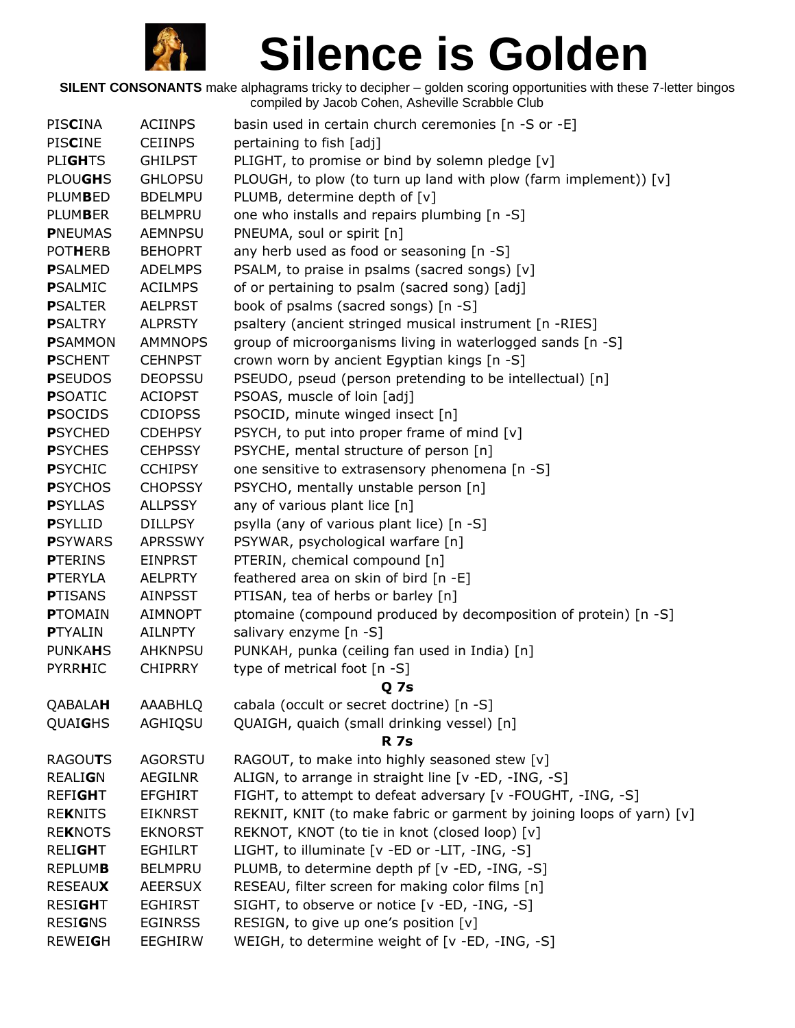# Silence is Golden

**SILENT CONSONANTS** make alphagrams tricky to decipher – golden scoring opportunities with these 7-letter bingos compiled by Jacob Cohen, Asheville Scrabble Club

| | | |
|---|---|---|
| PIS**C**INA | ACIINPS | basin used in certain church ceremonies [n -S or -E] |
| PIS**C**INE | CEIINPS | pertaining to fish [adj] |
| PLI**GH**TS | GHILPST | PLIGHT, to promise or bind by solemn pledge [v] |
| PLOU**GH**S | GHLOPSU | PLOUGH, to plow (to turn up land with plow (farm implement)) [v] |
| PLUM**B**ED | BDELMPU | PLUMB, determine depth of [v] |
| PLUM**B**ER | BELMPRU | one who installs and repairs plumbing [n -S] |
| **P**NEUMAS | AEMNPSU | PNEUMA, soul or spirit [n] |
| POT**H**ERB | BEHOPRT | any herb used as food or seasoning [n -S] |
| **P**SALMED | ADELMPS | PSALM, to praise in psalms (sacred songs) [v] |
| **P**SALMIC | ACILMPS | of or pertaining to psalm (sacred song) [adj] |
| **P**SALTER | AELPRST | book of psalms (sacred songs) [n -S] |
| **P**SALTRY | ALPRSTY | psaltery (ancient stringed musical instrument [n -RIES] |
| **P**SAMMON | AMMNOPS | group of microorganisms living in waterlogged sands [n -S] |
| **P**SCHENT | CEHNPST | crown worn by ancient Egyptian kings [n -S] |
| **P**SEUDOS | DEOPSSU | PSEUDO, pseud (person pretending to be intellectual) [n] |
| **P**SOATIC | ACIOPST | PSOAS, muscle of loin [adj] |
| **P**SOCIDS | CDIOPSS | PSOCID, minute winged insect [n] |
| **P**SYCHED | CDEHPSY | PSYCH, to put into proper frame of mind [v] |
| **P**SYCHES | CEHPSSY | PSYCHE, mental structure of person [n] |
| **P**SYCHIC | CCHIPSY | one sensitive to extrasensory phenomena [n -S] |
| **P**SYCHOS | CHOPSSY | PSYCHO, mentally unstable person [n] |
| **P**SYLLAS | ALLPSSY | any of various plant lice [n] |
| **P**SYLLID | DILLPSY | psylla (any of various plant lice) [n -S] |
| **P**SYWARS | APRSSWY | PSYWAR, psychological warfare [n] |
| **P**TERINS | EINPRST | PTERIN, chemical compound [n] |
| **P**TERYLA | AELPRTY | feathered area on skin of bird [n -E] |
| **P**TISANS | AINPSST | PTISAN, tea of herbs or barley [n] |
| **P**TOMAIN | AIMNOPT | ptomaine (compound produced by decomposition of protein) [n -S] |
| **P**TYALIN | AILNPTY | salivary enzyme [n -S] |
| PUNKA**H**S | AHKNPSU | PUNKAH, punka (ceiling fan used in India) [n] |
| PYRR**H**IC | CHIPRRY | type of metrical foot [n -S] |

**Q 7s**

| | | |
|---|---|---|
| QABALA**H** | AAABHLQ | cabala (occult or secret doctrine) [n -S] |
| QUAI**G**HS | AGHIQSU | QUAIGH, quaich (small drinking vessel) [n] |

**R 7s**

| | | |
|---|---|---|
| RAGOU**T**S | AGORSTU | RAGOUT, to make into highly seasoned stew [v] |
| REALI**G**N | AEGILNR | ALIGN, to arrange in straight line [v -ED, -ING, -S] |
| REFI**GH**T | EFGHIRT | FIGHT, to attempt to defeat adversary [v -FOUGHT, -ING, -S] |
| RE**K**NITS | EIKNRST | REKNIT, KNIT (to make fabric or garment by joining loops of yarn) [v] |
| RE**K**NOTS | EKNORST | REKNOT, KNOT (to tie in knot (closed loop) [v] |
| RELI**GH**T | EGHILRT | LIGHT, to illuminate [v -ED or -LIT, -ING, -S] |
| REPLUM**B** | BELMPRU | PLUMB, to determine depth pf [v -ED, -ING, -S] |
| RESEAU**X** | AEERSUX | RESEAU, filter screen for making color films [n] |
| RESI**GH**T | EGHIRST | SIGHT, to observe or notice [v -ED, -ING, -S] |
| RESI**G**NS | EGINRSS | RESIGN, to give up one's position [v] |
| REWEI**G**H | EEGHIRW | WEIGH, to determine weight of [v -ED, -ING, -S] |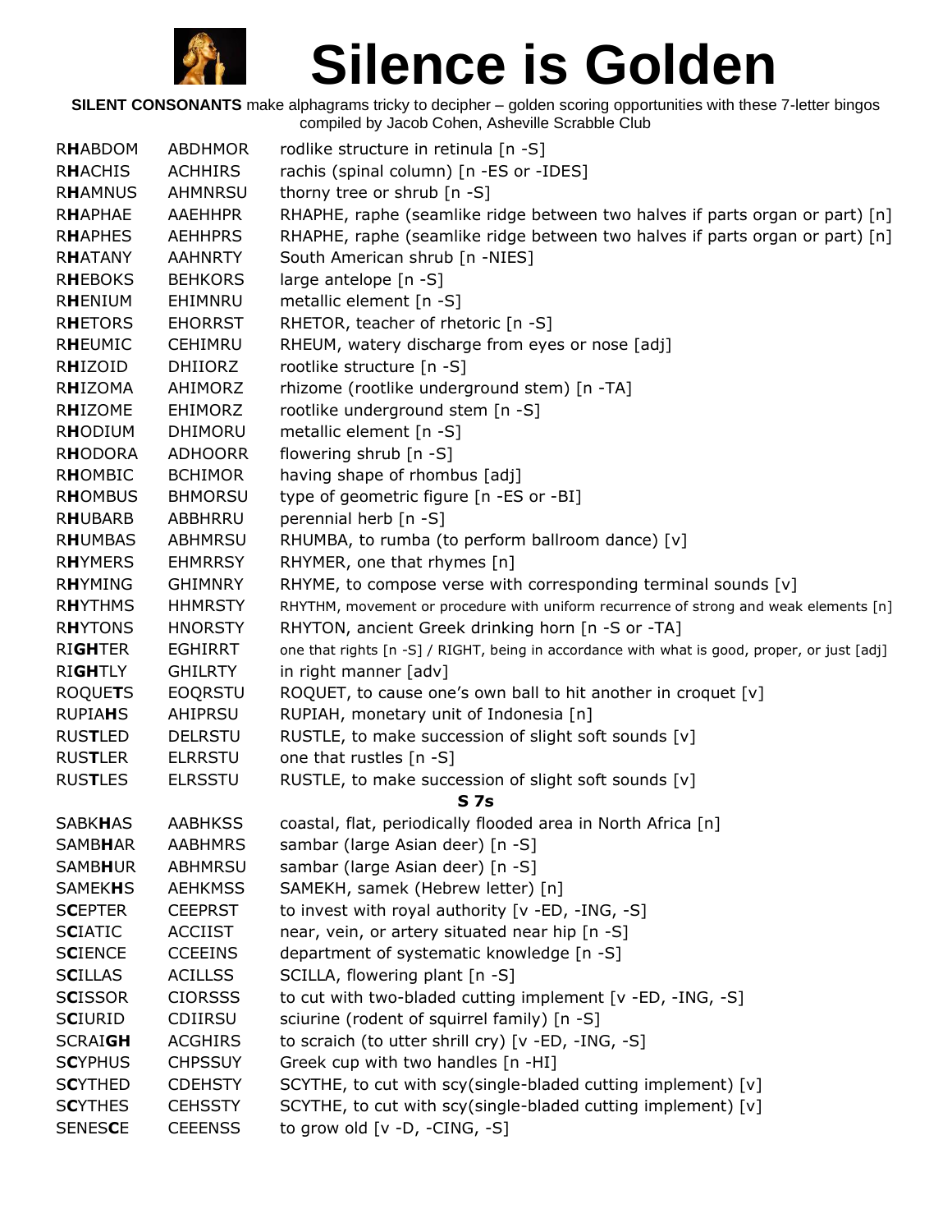# Silence is Golden

**SILENT CONSONANTS** make alphagrams tricky to decipher – golden scoring opportunities with these 7-letter bingos compiled by Jacob Cohen, Asheville Scrabble Club

| | | |
|---|---|---|
| R**H**ABDOM | ABDHMOR | rodlike structure in retinula [n -S] |
| R**H**ACHIS | ACHHIRS | rachis (spinal column) [n -ES or -IDES] |
| R**H**AMNUS | AHMNRSU | thorny tree or shrub [n -S] |
| R**H**APHAE | AAEHHPR | RHAPHE, raphe (seamlike ridge between two halves if parts organ or part) [n] |
| R**H**APHES | AEHHPRS | RHAPHE, raphe (seamlike ridge between two halves if parts organ or part) [n] |
| R**H**ATANY | AAHNRTY | South American shrub [n -NIES] |
| R**H**EBOKS | BEHKORS | large antelope [n -S] |
| R**H**ENIUM | EHIMNRU | metallic element [n -S] |
| R**H**ETORS | EHORRST | RHETOR, teacher of rhetoric [n -S] |
| R**H**EUMIC | CEHIMRU | RHEUM, watery discharge from eyes or nose [adj] |
| R**H**IZOID | DHIIORZ | rootlike structure [n -S] |
| R**H**IZOMA | AHIMORZ | rhizome (rootlike underground stem) [n -TA] |
| R**H**IZOME | EHIMORZ | rootlike underground stem [n -S] |
| R**H**ODIUM | DHIMORU | metallic element [n -S] |
| R**H**ODORA | ADHOORR | flowering shrub [n -S] |
| R**H**OMBIC | BCHIMOR | having shape of rhombus [adj] |
| R**H**OMBUS | BHMORSU | type of geometric figure [n -ES or -BI] |
| R**H**UBARB | ABBHRRU | perennial herb [n -S] |
| R**H**UMBAS | ABHMRSU | RHUMBA, to rumba (to perform ballroom dance) [v] |
| R**H**YMERS | EHMRRSY | RHYMER, one that rhymes [n] |
| R**H**YMING | GHIMNRY | RHYME, to compose verse with corresponding terminal sounds [v] |
| R**H**YTHMS | HHMRSTY | RHYTHM, movement or procedure with uniform recurrence of strong and weak elements [n] |
| R**H**YTONS | HNORSTY | RHYTON, ancient Greek drinking horn [n -S or -TA] |
| RI**GH**TER | EGHIRRT | one that rights [n -S] / RIGHT, being in accordance with what is good, proper, or just [adj] |
| RI**GH**TLY | GHILRTY | in right manner [adv] |
| ROQUE**T**S | EOQRSTU | ROQUET, to cause one's own ball to hit another in croquet [v] |
| RUPIA**H**S | AHIPRSU | RUPIAH, monetary unit of Indonesia [n] |
| RUS**T**LED | DELRSTU | RUSTLE, to make succession of slight soft sounds [v] |
| RUS**T**LER | ELRRSTU | one that rustles [n -S] |
| RUS**T**LES | ELRSSTU | RUSTLE, to make succession of slight soft sounds [v] |

### S 7s

| | | |
|---|---|---|
| SABK**H**AS | AABHKSS | coastal, flat, periodically flooded area in North Africa [n] |
| SAMB**H**AR | AABHMRS | sambar (large Asian deer) [n -S] |
| SAMB**H**UR | ABHMRSU | sambar (large Asian deer) [n -S] |
| SAMEK**H**S | AEHKMSS | SAMEKH, samek (Hebrew letter) [n] |
| S**C**EPTER | CEEPRST | to invest with royal authority [v -ED, -ING, -S] |
| S**C**IATIC | ACCIIST | near, vein, or artery situated near hip [n -S] |
| S**C**IENCE | CCEEINS | department of systematic knowledge [n -S] |
| S**C**ILLAS | ACILLSS | SCILLA, flowering plant [n -S] |
| S**C**ISSOR | CIORSSS | to cut with two-bladed cutting implement [v -ED, -ING, -S] |
| S**C**IURID | CDIIRSU | sciurine (rodent of squirrel family) [n -S] |
| SCRAI**GH** | ACGHIRS | to scraich (to utter shrill cry) [v -ED, -ING, -S] |
| S**C**YPHUS | CHPSSUY | Greek cup with two handles [n -HI] |
| S**C**YTHED | CDEHSTY | SCYTHE, to cut with scy(single-bladed cutting implement) [v] |
| S**C**YTHES | CEHSSTY | SCYTHE, to cut with scy(single-bladed cutting implement) [v] |
| SENES**C**E | CEEENSS | to grow old [v -D, -CING, -S] |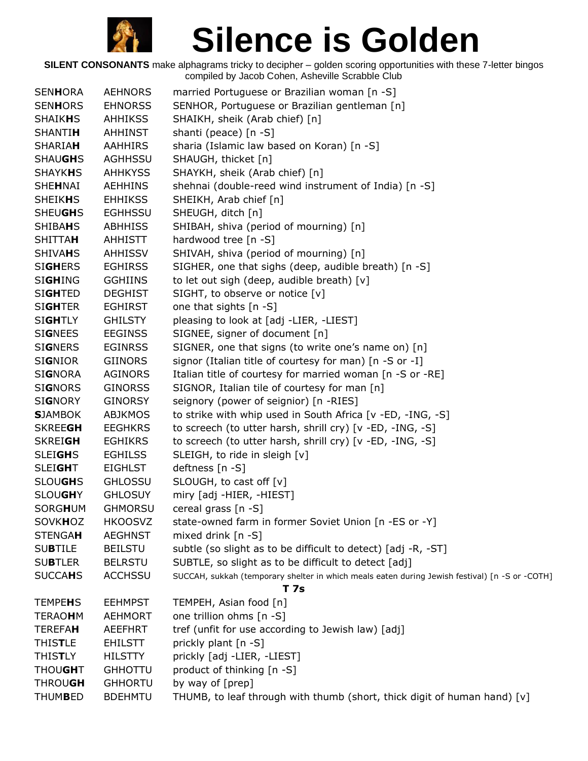# Silence is Golden

**SILENT CONSONANTS** make alphagrams tricky to decipher – golden scoring opportunities with these 7-letter bingos compiled by Jacob Cohen, Asheville Scrabble Club

| | | |
|---|---|---|
| SEN**H**ORA | AEHNORS | married Portuguese or Brazilian woman [n -S] |
| SEN**H**ORS | EHNORSS | SENHOR, Portuguese or Brazilian gentleman [n] |
| SHAIK**H**S | AHHIKSS | SHAIKH, sheik (Arab chief) [n] |
| SHANTI**H** | AHHINST | shanti (peace) [n -S] |
| SHARIA**H** | AAHHIRS | sharia (Islamic law based on Koran) [n -S] |
| SHAU**GH**S | AGHHSSU | SHAUGH, thicket [n] |
| SHAYK**H**S | AHHKYSS | SHAYKH, sheik (Arab chief) [n] |
| SHE**H**NAI | AEHHINS | shehnai (double-reed wind instrument of India) [n -S] |
| SHEIK**H**S | EHHIKSS | SHEIKH, Arab chief [n] |
| SHEU**GH**S | EGHHSSU | SHEUGH, ditch [n] |
| SHIBA**H**S | ABHHISS | SHIBAH, shiva (period of mourning) [n] |
| SHITTA**H** | AHHISTT | hardwood tree [n -S] |
| SHIVA**H**S | AHHISSV | SHIVAH, shiva (period of mourning) [n] |
| SI**GH**ERS | EGHIRSS | SIGHER, one that sighs (deep, audible breath) [n -S] |
| SI**GH**ING | GGHIINS | to let out sigh (deep, audible breath) [v] |
| SI**GH**TED | DEGHIST | SIGHT, to observe or notice [v] |
| SI**GH**TER | EGHIRST | one that sights [n -S] |
| SI**GH**TLY | GHILSTY | pleasing to look at [adj -LIER, -LIEST] |
| SI**G**NEES | EEGINSS | SIGNEE, signer of document [n] |
| SI**G**NERS | EGINRSS | SIGNER, one that signs (to write one's name on) [n] |
| SI**G**NIOR | GIINORS | signor (Italian title of courtesy for man) [n -S or -I] |
| SI**G**NORA | AGINORS | Italian title of courtesy for married woman [n -S or -RE] |
| SI**G**NORS | GINORSS | SIGNOR, Italian tile of courtesy for man [n] |
| SI**G**NORY | GINORSY | seignory (power of seignior) [n -RIES] |
| **S**JAMBOK | ABJKMOS | to strike with whip used in South Africa [v -ED, -ING, -S] |
| SKREE**GH** | EEGHKRS | to screech (to utter harsh, shrill cry) [v -ED, -ING, -S] |
| SKREI**GH** | EGHIKRS | to screech (to utter harsh, shrill cry) [v -ED, -ING, -S] |
| SLEI**GH**S | EGHILSS | SLEIGH, to ride in sleigh [v] |
| SLEI**GH**T | EIGHLST | deftness [n -S] |
| SLOU**GH**S | GHLOSSU | SLOUGH, to cast off [v] |
| SLOU**GH**Y | GHLOSUY | miry [adj -HIER, -HIEST] |
| SORG**H**UM | GHMORSU | cereal grass [n -S] |
| SOVK**H**OZ | HKOOSVZ | state-owned farm in former Soviet Union [n -ES or -Y] |
| STENGA**H** | AEGHNST | mixed drink [n -S] |
| SU**B**TILE | BEILSTU | subtle (so slight as to be difficult to detect) [adj -R, -ST] |
| SU**B**TLER | BELRSTU | SUBTLE, so slight as to be difficult to detect [adj] |
| SUCCA**H**S | ACCHSSU | SUCCAH, sukkah (temporary shelter in which meals eaten during Jewish festival) [n -S or -COTH] |

**T 7s**

| | | |
|---|---|---|
| TEMPE**H**S | EEHMPST | TEMPEH, Asian food [n] |
| TERAO**H**M | AEHMORT | one trillion ohms [n -S] |
| TEREFA**H** | AEEFHRT | tref (unfit for use according to Jewish law) [adj] |
| THIS**T**LE | EHILSTT | prickly plant [n -S] |
| THIS**T**LY | HILSTTY | prickly [adj -LIER, -LIEST] |
| THOU**GH**T | GHHOTTU | product of thinking [n -S] |
| THROU**GH** | GHHORTU | by way of [prep] |
| THUM**B**ED | BDEHMTU | THUMB, to leaf through with thumb (short, thick digit of human hand) [v] |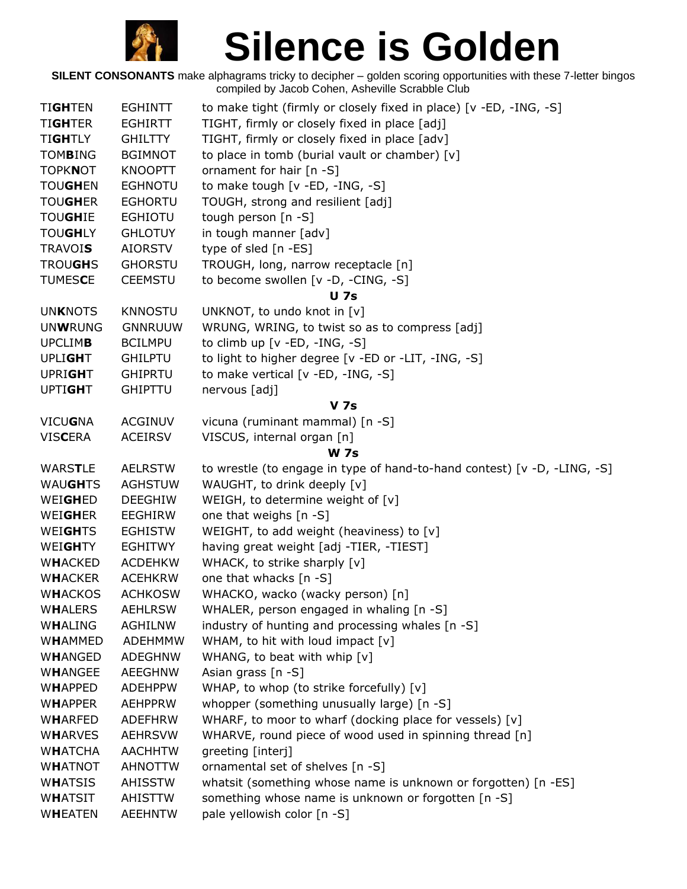# Silence is Golden

**SILENT CONSONANTS** make alphagrams tricky to decipher – golden scoring opportunities with these 7-letter bingos compiled by Jacob Cohen, Asheville Scrabble Club

| | | |
|---|---|---|
| TI**GH**TEN | EGHINTT | to make tight (firmly or closely fixed in place) [v -ED, -ING, -S] |
| TI**GH**TER | EGHIRTT | TIGHT, firmly or closely fixed in place [adj] |
| TI**GH**TLY | GHILTTY | TIGHT, firmly or closely fixed in place [adv] |
| TOM**B**ING | BGIMNOT | to place in tomb (burial vault or chamber) [v] |
| TOPK**N**OT | KNOOPTT | ornament for hair [n -S] |
| TOU**GH**EN | EGHNOTU | to make tough [v -ED, -ING, -S] |
| TOU**GH**ER | EGHORTU | TOUGH, strong and resilient [adj] |
| TOU**GH**IE | EGHIOTU | tough person [n -S] |
| TOU**GH**LY | GHLOTUY | in tough manner [adv] |
| TRAVOI**S** | AIORSTV | type of sled [n -ES] |
| TROU**GH**S | GHORSTU | TROUGH, long, narrow receptacle [n] |
| TUMES**C**E | CEEMSTU | to become swollen [v -D, -CING, -S] |
| | | **U 7s** |
| UN**K**NOTS | KNNOSTU | UNKNOT, to undo knot in [v] |
| UN**W**RUNG | GNNRUUW | WRUNG, WRING, to twist so as to compress [adj] |
| UPCLIM**B** | BCILMPU | to climb up [v -ED, -ING, -S] |
| UPLI**GH**T | GHILPTU | to light to higher degree [v -ED or -LIT, -ING, -S] |
| UPRI**GH**T | GHIPRTU | to make vertical [v -ED, -ING, -S] |
| UPTI**GH**T | GHIPTTU | nervous [adj] |
| | | **V 7s** |
| VICU**G**NA | ACGINUV | vicuna (ruminant mammal) [n -S] |
| VIS**C**ERA | ACEIRSV | VISCUS, internal organ [n] |
| | | **W 7s** |
| WARS**T**LE | AELRSTW | to wrestle (to engage in type of hand-to-hand contest) [v -D, -LING, -S] |
| WAU**GH**TS | AGHSTUW | WAUGHT, to drink deeply [v] |
| WEI**GH**ED | DEEGHIW | WEIGH, to determine weight of [v] |
| WEI**GH**ER | EEGHIRW | one that weighs [n -S] |
| WEI**GH**TS | EGHISTW | WEIGHT, to add weight (heaviness) to [v] |
| WEI**GH**TY | EGHITWY | having great weight [adj -TIER, -TIEST] |
| W**H**ACKED | ACDEHKW | WHACK, to strike sharply [v] |
| W**H**ACKER | ACEHKRW | one that whacks [n -S] |
| W**H**ACKOS | ACHKOSW | WHACKO, wacko (wacky person) [n] |
| W**H**ALERS | AEHLRSW | WHALER, person engaged in whaling [n -S] |
| W**H**ALING | AGHILNW | industry of hunting and processing whales [n -S] |
| W**H**AMMED | ADEHMMW | WHAM, to hit with loud impact [v] |
| W**H**ANGED | ADEGHNW | WHANG, to beat with whip [v] |
| W**H**ANGEE | AEEGHNW | Asian grass [n -S] |
| W**H**APPED | ADEHPPW | WHAP, to whop (to strike forcefully) [v] |
| W**H**APPER | AEHPPRW | whopper (something unusually large) [n -S] |
| W**H**ARFED | ADEFHRW | WHARF, to moor to wharf (docking place for vessels) [v] |
| W**H**ARVES | AEHRSVW | WHARVE, round piece of wood used in spinning thread [n] |
| W**H**ATCHA | AACHHTW | greeting [interj] |
| W**H**ATNOT | AHNOTTW | ornamental set of shelves [n -S] |
| W**H**ATSIS | AHISSTW | whatsit (something whose name is unknown or forgotten) [n -ES] |
| W**H**ATSIT | AHISTTW | something whose name is unknown or forgotten [n -S] |
| W**H**EATEN | AEEHNTW | pale yellowish color [n -S] |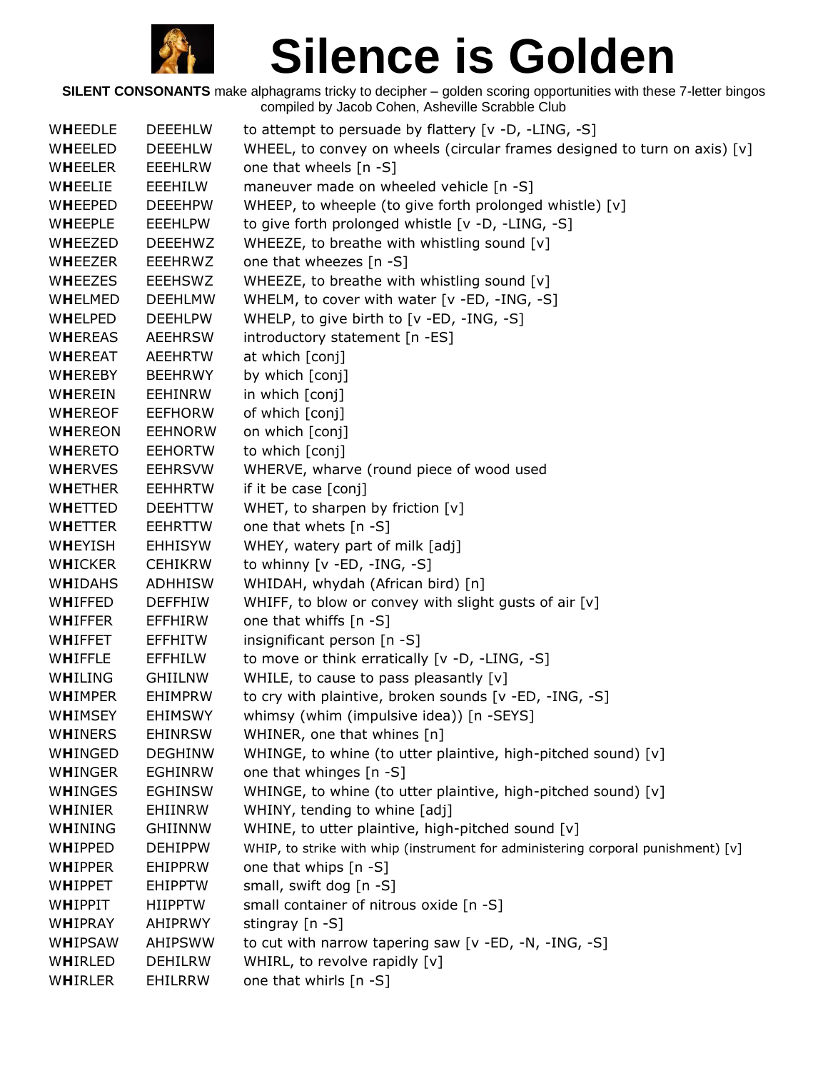# Silence is Golden

**SILENT CONSONANTS** make alphagrams tricky to decipher – golden scoring opportunities with these 7-letter bingos compiled by Jacob Cohen, Asheville Scrabble Club

| Word | Alphagram | Definition |
|---|---|---|
| W**H**EEDLE | DEEEHLW | to attempt to persuade by flattery [v -D, -LING, -S] |
| W**H**EELED | DEEEHLW | WHEEL, to convey on wheels (circular frames designed to turn on axis) [v] |
| W**H**EELER | EEEHLRW | one that wheels [n -S] |
| W**H**EELIE | EEEHILW | maneuver made on wheeled vehicle [n -S] |
| W**H**EEPED | DEEEHPW | WHEEP, to wheeple (to give forth prolonged whistle) [v] |
| W**H**EEPLE | EEEHLPW | to give forth prolonged whistle [v -D, -LING, -S] |
| W**H**EEZED | DEEEHWZ | WHEEZE, to breathe with whistling sound [v] |
| W**H**EEZER | EEEHRWZ | one that wheezes [n -S] |
| W**H**EEZES | EEEHSWZ | WHEEZE, to breathe with whistling sound [v] |
| W**H**ELMED | DEEHLMW | WHELM, to cover with water [v -ED, -ING, -S] |
| W**H**ELPED | DEEHLPW | WHELP, to give birth to [v -ED, -ING, -S] |
| W**H**EREAS | AEEHRSW | introductory statement [n -ES] |
| W**H**EREAT | AEEHRTW | at which [conj] |
| W**H**EREBY | BEEHRWY | by which [conj] |
| W**H**EREIN | EEHINRW | in which [conj] |
| W**H**EREOF | EEFHORW | of which [conj] |
| W**H**EREON | EEHNORW | on which [conj] |
| W**H**ERETO | EEHORTW | to which [conj] |
| W**H**ERVES | EEHRSVW | WHERVE, wharve (round piece of wood used |
| W**H**ETHER | EEHHRTW | if it be case [conj] |
| W**H**ETTED | DEEHTTW | WHET, to sharpen by friction [v] |
| W**H**ETTER | EEHRTTW | one that whets [n -S] |
| W**H**EYISH | EHHISYW | WHEY, watery part of milk [adj] |
| W**H**ICKER | CEHIKRW | to whinny [v -ED, -ING, -S] |
| W**H**IDAHS | ADHHISW | WHIDAH, whydah (African bird) [n] |
| W**H**IFFED | DEFFHIW | WHIFF, to blow or convey with slight gusts of air [v] |
| W**H**IFFER | EFFHIRW | one that whiffs [n -S] |
| W**H**IFFET | EFFHITW | insignificant person [n -S] |
| W**H**IFFLE | EFFHILW | to move or think erratically [v -D, -LING, -S] |
| W**H**ILING | GHIILNW | WHILE, to cause to pass pleasantly [v] |
| W**H**IMPER | EHIMPRW | to cry with plaintive, broken sounds [v -ED, -ING, -S] |
| W**H**IMSEY | EHIMSWY | whimsy (whim (impulsive idea)) [n -SEYS] |
| W**H**INERS | EHINRSW | WHINER, one that whines [n] |
| W**H**INGED | DEGHINW | WHINGE, to whine (to utter plaintive, high-pitched sound) [v] |
| W**H**INGER | EGHINRW | one that whinges [n -S] |
| W**H**INGES | EGHINSW | WHINGE, to whine (to utter plaintive, high-pitched sound) [v] |
| W**H**INIER | EHIINRW | WHINY, tending to whine [adj] |
| W**H**INING | GHIINNW | WHINE, to utter plaintive, high-pitched sound [v] |
| W**H**IPPED | DEHIPPW | WHIP, to strike with whip (instrument for administering corporal punishment) [v] |
| W**H**IPPER | EHIPPRW | one that whips [n -S] |
| W**H**IPPET | EHIPPTW | small, swift dog [n -S] |
| W**H**IPPIT | HIIPPTW | small container of nitrous oxide [n -S] |
| W**H**IPRAY | AHIPRWY | stingray [n -S] |
| W**H**IPSAW | AHIPSWW | to cut with narrow tapering saw [v -ED, -N, -ING, -S] |
| W**H**IRLED | DEHILRW | WHIRL, to revolve rapidly [v] |
| W**H**IRLER | EHILRRW | one that whirls [n -S] |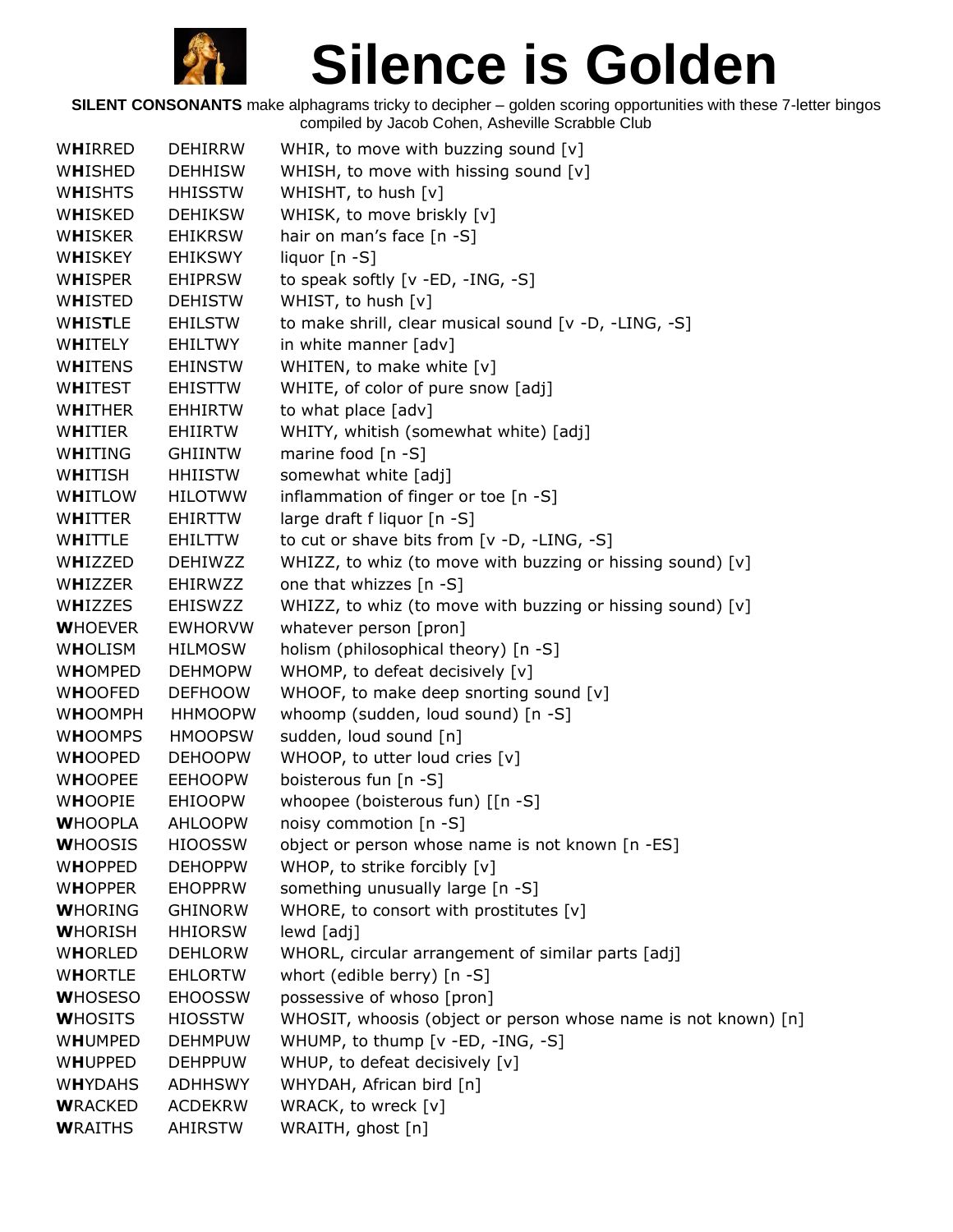# Silence is Golden

**SILENT CONSONANTS** make alphagrams tricky to decipher – golden scoring opportunities with these 7-letter bingos compiled by Jacob Cohen, Asheville Scrabble Club

| | | |
|---|---|---|
| W**H**IRRED | DEHIRRW | WHIR, to move with buzzing sound [v] |
| W**H**ISHED | DEHHISW | WHISH, to move with hissing sound [v] |
| W**H**ISHTS | HHISSTW | WHISHT, to hush [v] |
| W**H**ISKED | DEHIKSW | WHISK, to move briskly [v] |
| W**H**ISKER | EHIKRSW | hair on man's face [n -S] |
| W**H**ISKEY | EHIKSWY | liquor [n -S] |
| W**H**ISPER | EHIPRSW | to speak softly [v -ED, -ING, -S] |
| W**H**ISTED | DEHISTW | WHIST, to hush [v] |
| W**H**IS**T**LE | EHILSTW | to make shrill, clear musical sound [v -D, -LING, -S] |
| W**H**ITELY | EHILTWY | in white manner [adv] |
| W**H**ITENS | EHINSTW | WHITEN, to make white [v] |
| W**H**ITEST | EHISTTW | WHITE, of color of pure snow [adj] |
| W**H**ITHER | EHHIRTW | to what place [adv] |
| W**H**ITIER | EHIIRTW | WHITY, whitish (somewhat white) [adj] |
| W**H**ITING | GHIINTW | marine food [n -S] |
| W**H**ITISH | HHIISTW | somewhat white [adj] |
| W**H**ITLOW | HILOTWW | inflammation of finger or toe [n -S] |
| W**H**ITTER | EHIRTTW | large draft f liquor [n -S] |
| W**H**ITTLE | EHILTTW | to cut or shave bits from [v -D, -LING, -S] |
| W**H**IZZED | DEHIWZZ | WHIZZ, to whiz (to move with buzzing or hissing sound) [v] |
| W**H**IZZER | EHIRWZZ | one that whizzes [n -S] |
| W**H**IZZES | EHISWZZ | WHIZZ, to whiz (to move with buzzing or hissing sound) [v] |
| **W**HOEVER | EWHORVW | whatever person [pron] |
| W**H**OLISM | HILMOSW | holism (philosophical theory) [n -S] |
| W**H**OMPED | DEHMOPW | WHOMP, to defeat decisively [v] |
| W**H**OOFED | DEFHOOW | WHOOF, to make deep snorting sound [v] |
| W**H**OOMPH | HHMOOPW | whoomp (sudden, loud sound) [n -S] |
| W**H**OOMPS | HMOOPSW | sudden, loud sound [n] |
| W**H**OOPED | DEHOOPW | WHOOP, to utter loud cries [v] |
| W**H**OOPEE | EEHOOPW | boisterous fun [n -S] |
| W**H**OOPIE | EHIOOPW | whoopee (boisterous fun) [[n -S] |
| **W**HOOPLA | AHLOOPW | noisy commotion [n -S] |
| **W**HOOSIS | HIOOSSW | object or person whose name is not known [n -ES] |
| W**H**OPPED | DEHOPPW | WHOP, to strike forcibly [v] |
| W**H**OPPER | EHOPPRW | something unusually large [n -S] |
| **W**HORING | GHINORW | WHORE, to consort with prostitutes [v] |
| **W**HORISH | HHIORSW | lewd [adj] |
| W**H**ORLED | DEHLORW | WHORL, circular arrangement of similar parts [adj] |
| W**H**ORTLE | EHLORTW | whort (edible berry) [n -S] |
| **W**HOSESO | EHOOSSW | possessive of whoso [pron] |
| **W**HOSITS | HIOSSTW | WHOSIT, whoosis (object or person whose name is not known) [n] |
| W**H**UMPED | DEHMPUW | WHUMP, to thump [v -ED, -ING, -S] |
| W**H**UPPED | DEHPPUW | WHUP, to defeat decisively [v] |
| W**H**YDAHS | ADHHSWY | WHYDAH, African bird [n] |
| **W**RACKED | ACDEKRW | WRACK, to wreck [v] |
| **W**RAITHS | AHIRSTW | WRAITH, ghost [n] |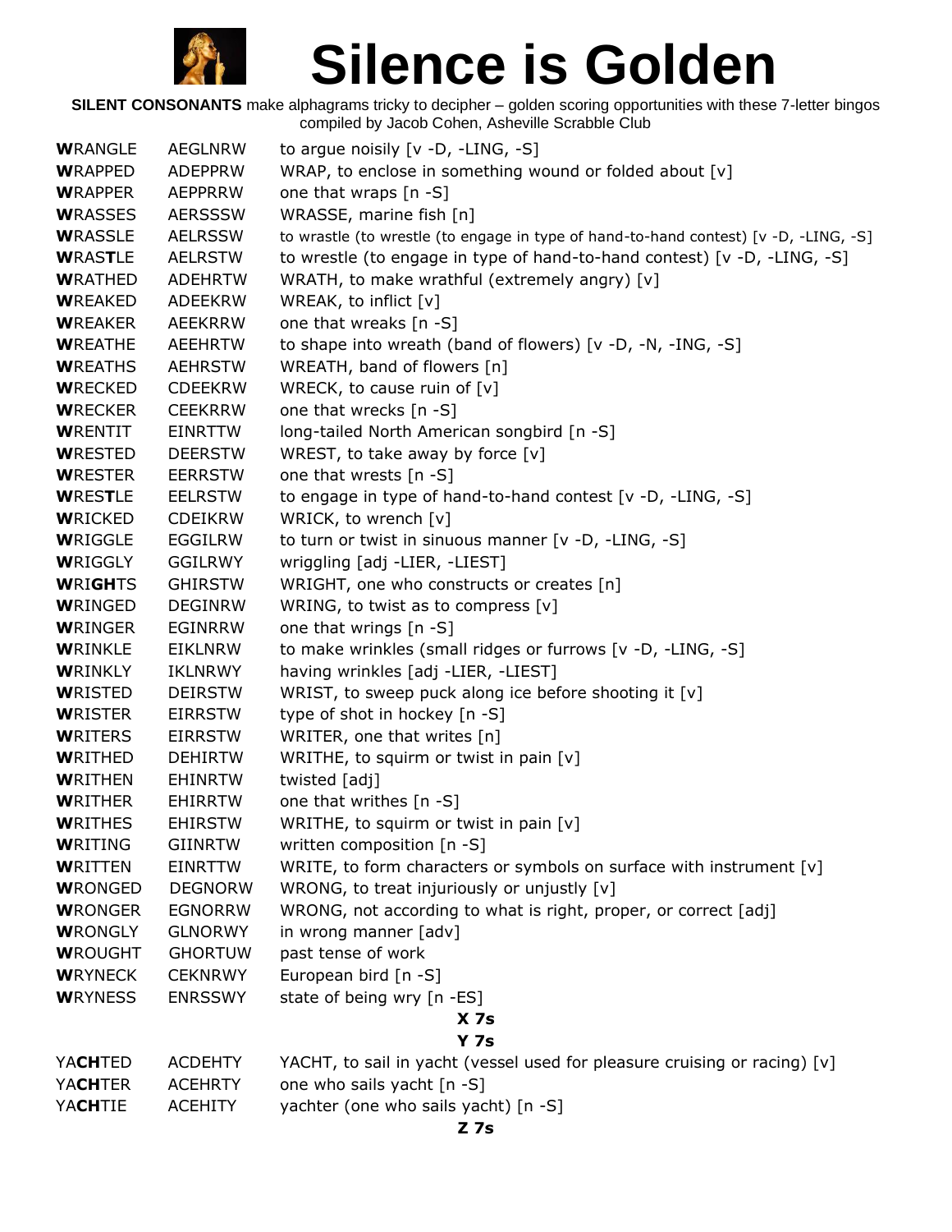# Silence is Golden

**SILENT CONSONANTS** make alphagrams tricky to decipher – golden scoring opportunities with these 7-letter bingos
compiled by Jacob Cohen, Asheville Scrabble Club

| | | |
|---|---|---|
| **W**RANGLE | AEGLNRW | to argue noisily [v -D, -LING, -S] |
| **W**RAPPED | ADEPPRW | WRAP, to enclose in something wound or folded about [v] |
| **W**RAPPER | AEPPRRW | one that wraps [n -S] |
| **W**RASSES | AERSSSW | WRASSE, marine fish [n] |
| **W**RASSLE | AELRSSW | to wrastle (to wrestle (to engage in type of hand-to-hand contest) [v -D, -LING, -S] |
| **W**RAS**T**LE | AELRSTW | to wrestle (to engage in type of hand-to-hand contest) [v -D, -LING, -S] |
| **W**RATHED | ADEHRTW | WRATH, to make wrathful (extremely angry) [v] |
| **W**REAKED | ADEEKRW | WREAK, to inflict [v] |
| **W**REAKER | AEEKRRW | one that wreaks [n -S] |
| **W**REATHE | AEEHRTW | to shape into wreath (band of flowers) [v -D, -N, -ING, -S] |
| **W**REATHS | AEHRSTW | WREATH, band of flowers [n] |
| **W**RECKED | CDEEKRW | WRECK, to cause ruin of [v] |
| **W**RECKER | CEEKRRW | one that wrecks [n -S] |
| **W**RENTIT | EINRTTW | long-tailed North American songbird [n -S] |
| **W**RESTED | DEERSTW | WREST, to take away by force [v] |
| **W**RESTER | EERRSTW | one that wrests [n -S] |
| **W**RES**T**LE | EELRSTW | to engage in type of hand-to-hand contest [v -D, -LING, -S] |
| **W**RICKED | CDEIKRW | WRICK, to wrench [v] |
| **W**RIGGLE | EGGILRW | to turn or twist in sinuous manner [v -D, -LING, -S] |
| **W**RIGGLY | GGILRWY | wriggling [adj -LIER, -LIEST] |
| **W**RI**GH**TS | GHIRSTW | WRIGHT, one who constructs or creates [n] |
| **W**RINGED | DEGINRW | WRING, to twist as to compress [v] |
| **W**RINGER | EGINRRW | one that wrings [n -S] |
| **W**RINKLE | EIKLNRW | to make wrinkles (small ridges or furrows [v -D, -LING, -S] |
| **W**RINKLY | IKLNRWY | having wrinkles [adj -LIER, -LIEST] |
| **W**RISTED | DEIRSTW | WRIST, to sweep puck along ice before shooting it [v] |
| **W**RISTER | EIRRSTW | type of shot in hockey [n -S] |
| **W**RITERS | EIRRSTW | WRITER, one that writes [n] |
| **W**RITHED | DEHIRTW | WRITHE, to squirm or twist in pain [v] |
| **W**RITHEN | EHINRTW | twisted [adj] |
| **W**RITHER | EHIRRTW | one that writhes [n -S] |
| **W**RITHES | EHIRSTW | WRITHE, to squirm or twist in pain [v] |
| **W**RITING | GIINRTW | written composition [n -S] |
| **W**RITTEN | EINRTTW | WRITE, to form characters or symbols on surface with instrument [v] |
| **W**RONGED | DEGNORW | WRONG, to treat injuriously or unjustly [v] |
| **W**RONGER | EGNORRW | WRONG, not according to what is right, proper, or correct [adj] |
| **W**RONGLY | GLNORWY | in wrong manner [adv] |
| **W**ROUGHT | GHORTUW | past tense of work |
| **W**RYNECK | CEKNRWY | European bird [n -S] |
| **W**RYNESS | ENRSSWY | state of being wry [n -ES] |

**X 7s**

**Y 7s**

| | | |
|---|---|---|
| YA**CH**TED | ACDEHTY | YACHT, to sail in yacht (vessel used for pleasure cruising or racing) [v] |
| YA**CH**TER | ACEHRTY | one who sails yacht [n -S] |
| YA**CH**TIE | ACEHITY | yachter (one who sails yacht) [n -S] |

**Z 7s**